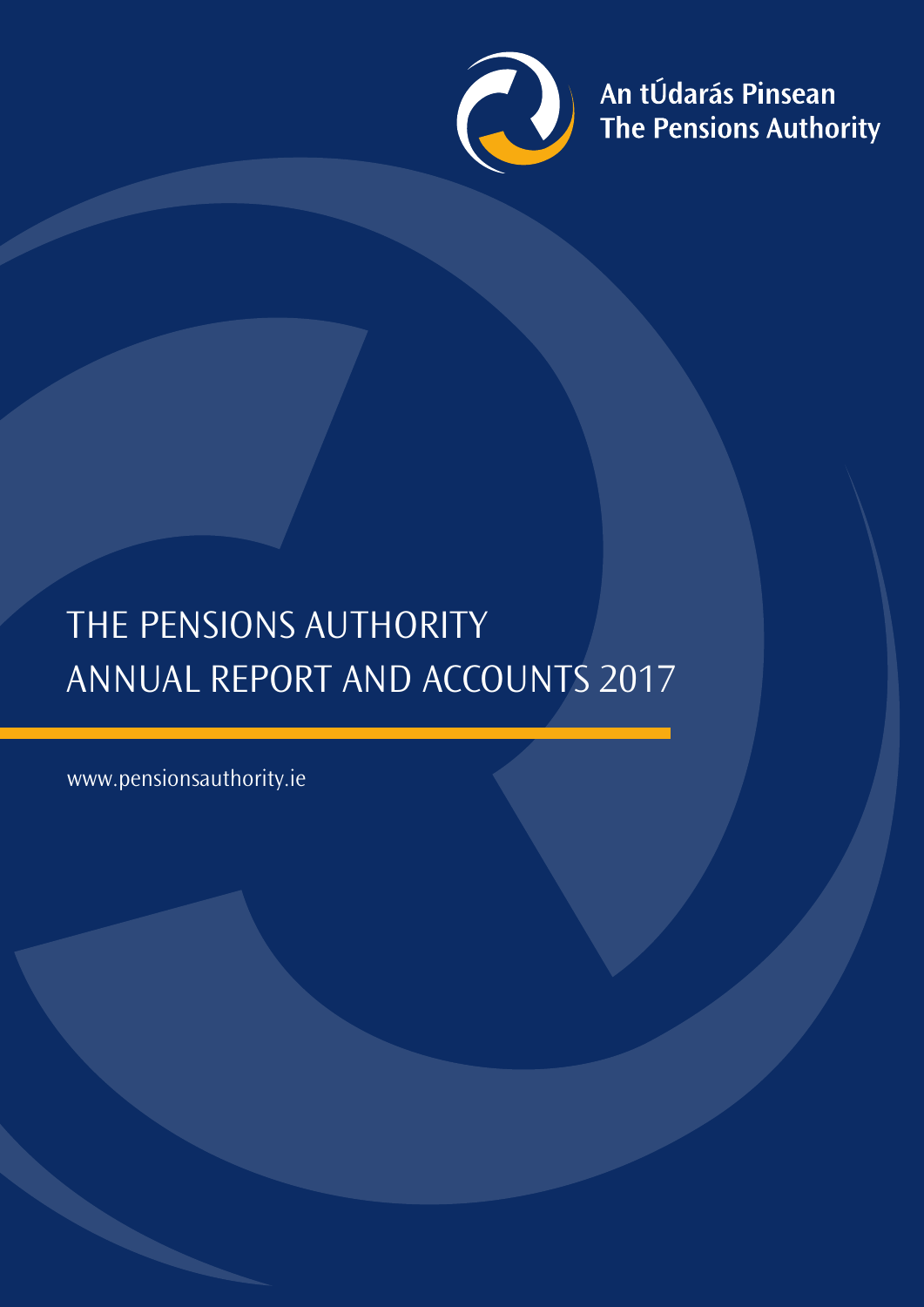An tÚdarás Pinsean
The Pensions Authority

# THE PENSIONS AUTHORITY ANNUAL REPORT AND ACCOUNTS 2017

www.pensionsauthority.ie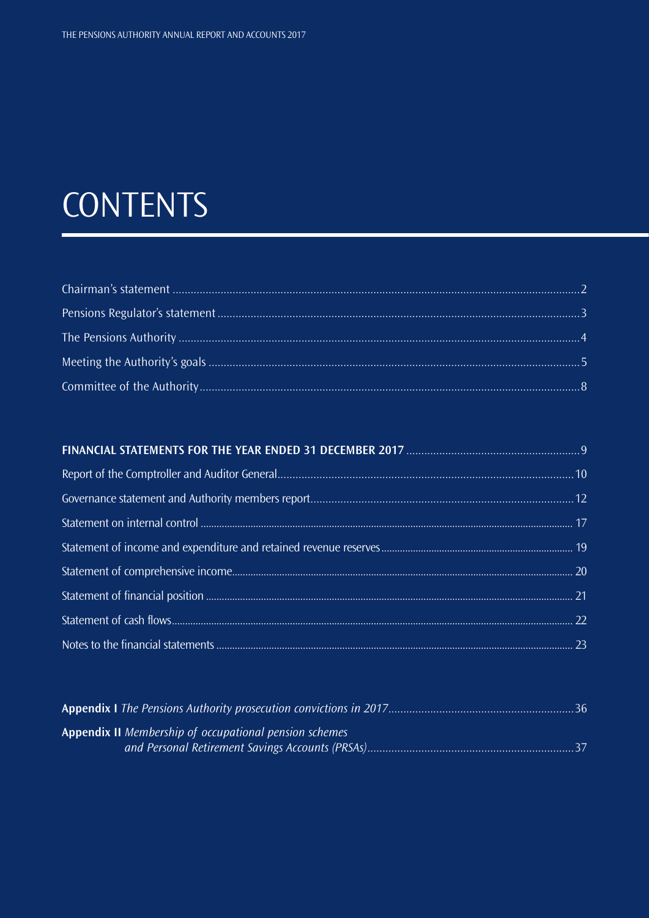# CONTENTS

Chairman's statement ..... 2
Pensions Regulator's statement ..... 3
The Pensions Authority ..... 4
Meeting the Authority's goals ..... 5
Committee of the Authority ..... 8

**FINANCIAL STATEMENTS FOR THE YEAR ENDED 31 DECEMBER 2017** ..... 9
Report of the Comptroller and Auditor General ..... 10
Governance statement and Authority members report ..... 12
Statement on internal control ..... 17
Statement of income and expenditure and retained revenue reserves ..... 19
Statement of comprehensive income ..... 20
Statement of financial position ..... 21
Statement of cash flows ..... 22
Notes to the financial statements ..... 23

**Appendix I** *The Pensions Authority prosecution convictions in 2017* ..... 36
**Appendix II** *Membership of occupational pension schemes and Personal Retirement Savings Accounts (PRSAs)* ..... 37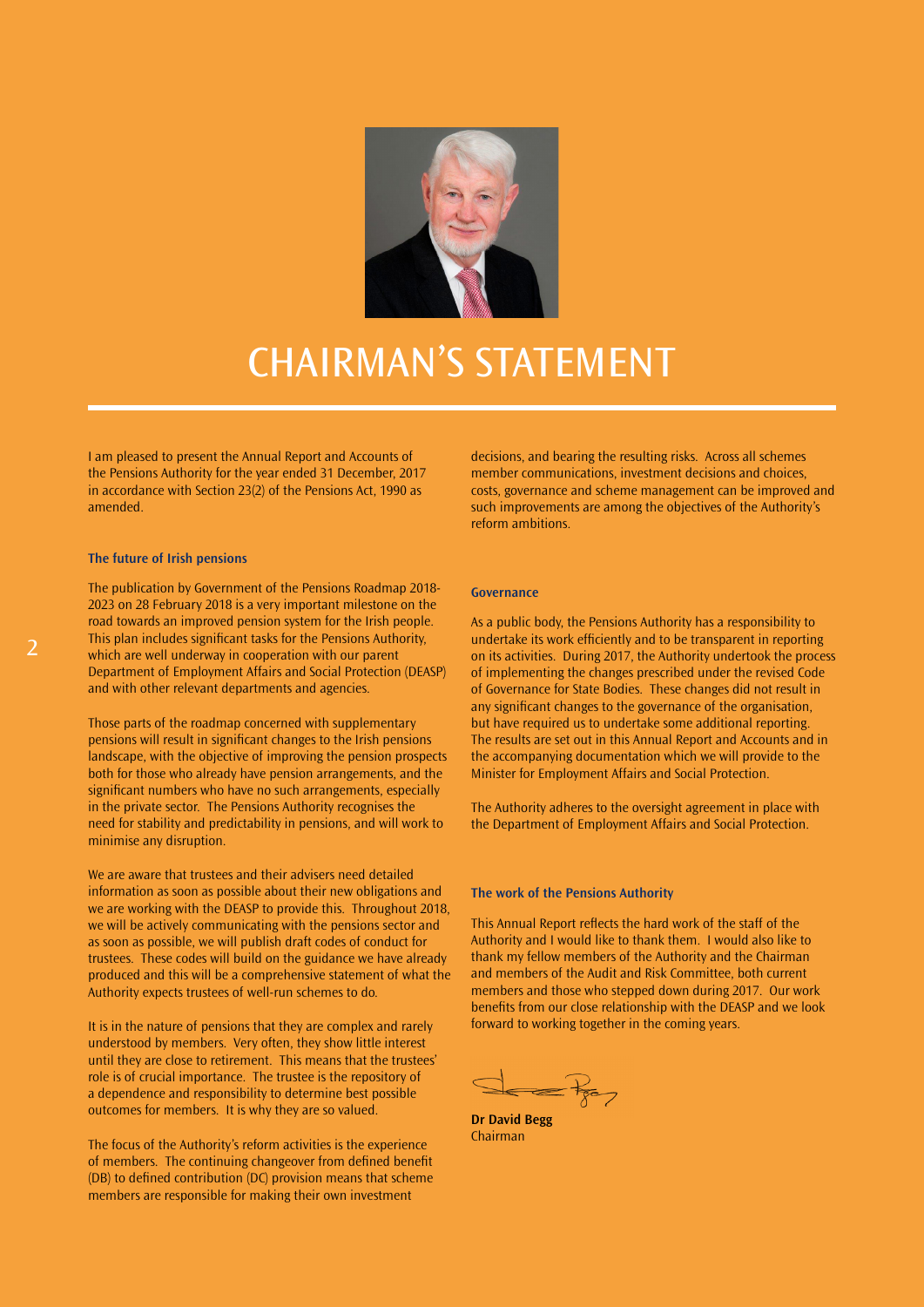# CHAIRMAN'S STATEMENT

I am pleased to present the Annual Report and Accounts of the Pensions Authority for the year ended 31 December, 2017 in accordance with Section 23(2) of the Pensions Act, 1990 as amended.

### The future of Irish pensions

The publication by Government of the Pensions Roadmap 2018-2023 on 28 February 2018 is a very important milestone on the road towards an improved pension system for the Irish people. This plan includes significant tasks for the Pensions Authority, which are well underway in cooperation with our parent Department of Employment Affairs and Social Protection (DEASP) and with other relevant departments and agencies.

Those parts of the roadmap concerned with supplementary pensions will result in significant changes to the Irish pensions landscape, with the objective of improving the pension prospects both for those who already have pension arrangements, and the significant numbers who have no such arrangements, especially in the private sector. The Pensions Authority recognises the need for stability and predictability in pensions, and will work to minimise any disruption.

We are aware that trustees and their advisers need detailed information as soon as possible about their new obligations and we are working with the DEASP to provide this. Throughout 2018, we will be actively communicating with the pensions sector and as soon as possible, we will publish draft codes of conduct for trustees. These codes will build on the guidance we have already produced and this will be a comprehensive statement of what the Authority expects trustees of well-run schemes to do.

It is in the nature of pensions that they are complex and rarely understood by members. Very often, they show little interest until they are close to retirement. This means that the trustees' role is of crucial importance. The trustee is the repository of a dependence and responsibility to determine best possible outcomes for members. It is why they are so valued.

The focus of the Authority's reform activities is the experience of members. The continuing changeover from defined benefit (DB) to defined contribution (DC) provision means that scheme members are responsible for making their own investment decisions, and bearing the resulting risks. Across all schemes member communications, investment decisions and choices, costs, governance and scheme management can be improved and such improvements are among the objectives of the Authority's reform ambitions.

### Governance

As a public body, the Pensions Authority has a responsibility to undertake its work efficiently and to be transparent in reporting on its activities. During 2017, the Authority undertook the process of implementing the changes prescribed under the revised Code of Governance for State Bodies. These changes did not result in any significant changes to the governance of the organisation, but have required us to undertake some additional reporting. The results are set out in this Annual Report and Accounts and in the accompanying documentation which we will provide to the Minister for Employment Affairs and Social Protection.

The Authority adheres to the oversight agreement in place with the Department of Employment Affairs and Social Protection.

### The work of the Pensions Authority

This Annual Report reflects the hard work of the staff of the Authority and I would like to thank them. I would also like to thank my fellow members of the Authority and the Chairman and members of the Audit and Risk Committee, both current members and those who stepped down during 2017. Our work benefits from our close relationship with the DEASP and we look forward to working together in the coming years.

**Dr David Begg**
Chairman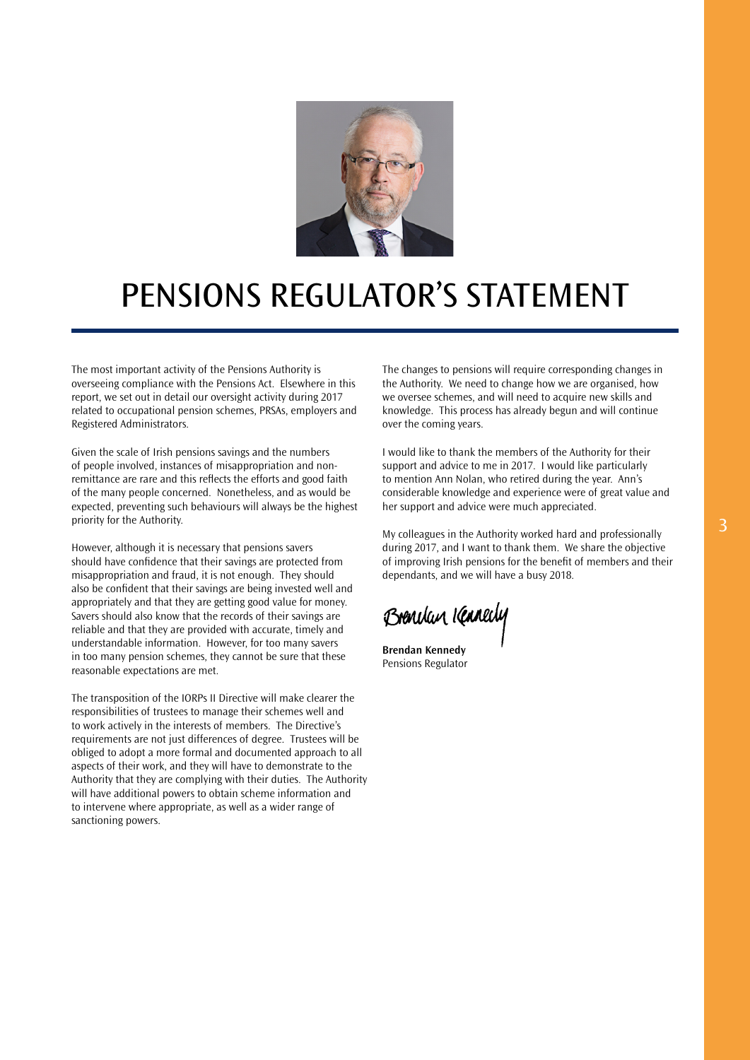# PENSIONS REGULATOR'S STATEMENT

The most important activity of the Pensions Authority is overseeing compliance with the Pensions Act. Elsewhere in this report, we set out in detail our oversight activity during 2017 related to occupational pension schemes, PRSAs, employers and Registered Administrators.

Given the scale of Irish pensions savings and the numbers of people involved, instances of misappropriation and non-remittance are rare and this reflects the efforts and good faith of the many people concerned. Nonetheless, and as would be expected, preventing such behaviours will always be the highest priority for the Authority.

However, although it is necessary that pensions savers should have confidence that their savings are protected from misappropriation and fraud, it is not enough. They should also be confident that their savings are being invested well and appropriately and that they are getting good value for money. Savers should also know that the records of their savings are reliable and that they are provided with accurate, timely and understandable information. However, for too many savers in too many pension schemes, they cannot be sure that these reasonable expectations are met.

The transposition of the IORPs II Directive will make clearer the responsibilities of trustees to manage their schemes well and to work actively in the interests of members. The Directive's requirements are not just differences of degree. Trustees will be obliged to adopt a more formal and documented approach to all aspects of their work, and they will have to demonstrate to the Authority that they are complying with their duties. The Authority will have additional powers to obtain scheme information and to intervene where appropriate, as well as a wider range of sanctioning powers.

The changes to pensions will require corresponding changes in the Authority. We need to change how we are organised, how we oversee schemes, and will need to acquire new skills and knowledge. This process has already begun and will continue over the coming years.

I would like to thank the members of the Authority for their support and advice to me in 2017. I would like particularly to mention Ann Nolan, who retired during the year. Ann's considerable knowledge and experience were of great value and her support and advice were much appreciated.

My colleagues in the Authority worked hard and professionally during 2017, and I want to thank them. We share the objective of improving Irish pensions for the benefit of members and their dependants, and we will have a busy 2018.

**Brendan Kennedy**
Pensions Regulator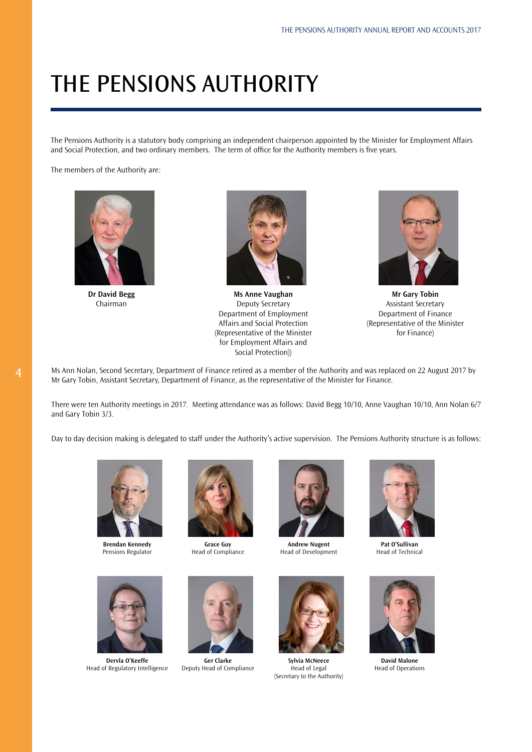# THE PENSIONS AUTHORITY

The Pensions Authority is a statutory body comprising an independent chairperson appointed by the Minister for Employment Affairs and Social Protection, and two ordinary members. The term of office for the Authority members is five years.

The members of the Authority are:

**Dr David Begg**
Chairman

**Ms Anne Vaughan**
Deputy Secretary
Department of Employment Affairs and Social Protection
(Representative of the Minister for Employment Affairs and Social Protection))

**Mr Gary Tobin**
Assistant Secretary
Department of Finance
(Representative of the Minister for Finance)

Ms Ann Nolan, Second Secretary, Department of Finance retired as a member of the Authority and was replaced on 22 August 2017 by Mr Gary Tobin, Assistant Secretary, Department of Finance, as the representative of the Minister for Finance.

There were ten Authority meetings in 2017. Meeting attendance was as follows: David Begg 10/10, Anne Vaughan 10/10, Ann Nolan 6/7 and Gary Tobin 3/3.

Day to day decision making is delegated to staff under the Authority's active supervision. The Pensions Authority structure is as follows:

**Brendan Kennedy**
Pensions Regulator

**Grace Guy**
Head of Compliance

**Andrew Nugent**
Head of Development

**Pat O'Sullivan**
Head of Technical

**Dervla O'Keeffe**
Head of Regulatory Intelligence

**Ger Clarke**
Deputy Head of Compliance

**Sylvia McNeece**
Head of Legal
(Secretary to the Authority)

**David Malone**
Head of Operations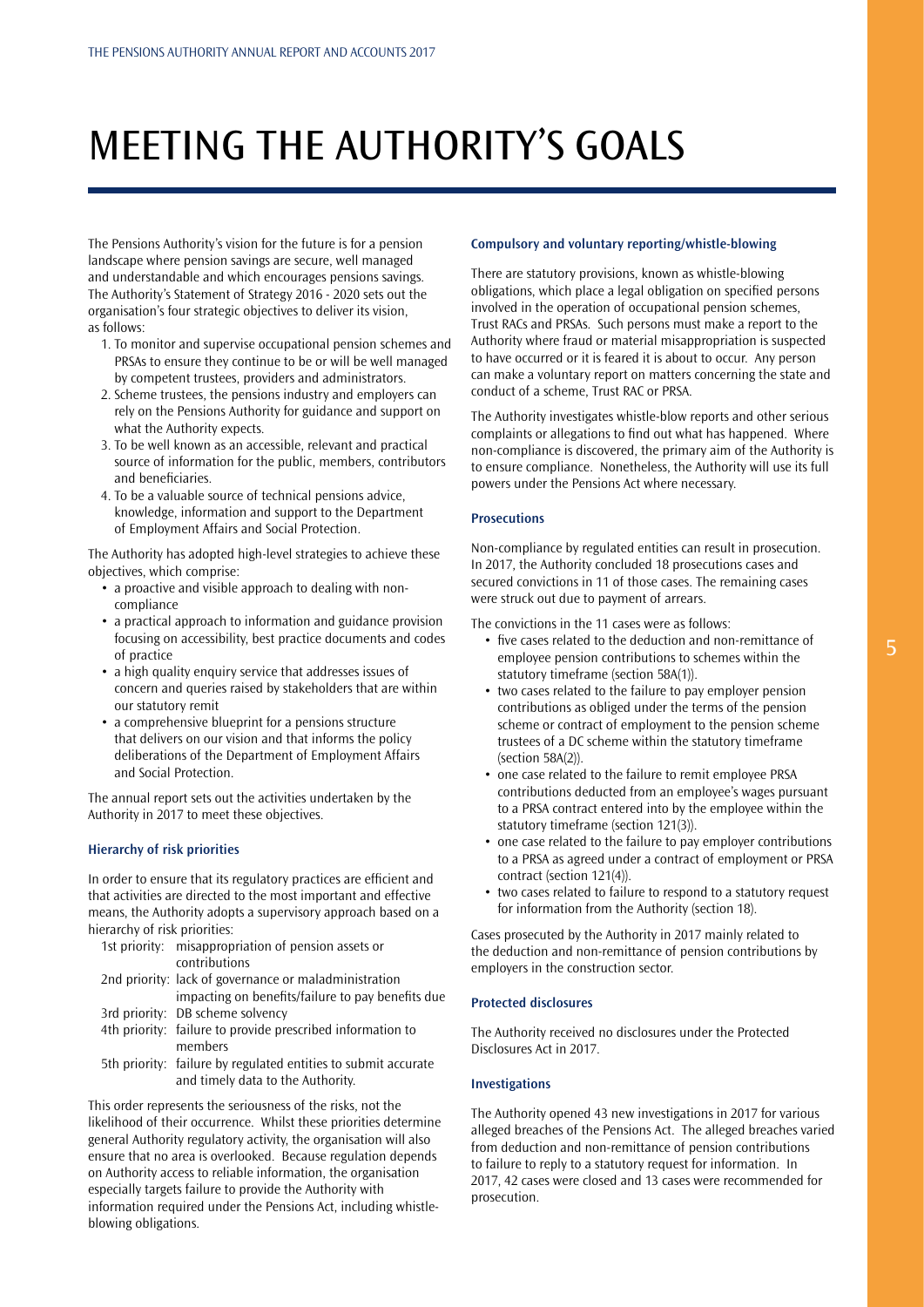# MEETING THE AUTHORITY'S GOALS

The Pensions Authority's vision for the future is for a pension landscape where pension savings are secure, well managed and understandable and which encourages pensions savings. The Authority's Statement of Strategy 2016 - 2020 sets out the organisation's four strategic objectives to deliver its vision, as follows:

1. To monitor and supervise occupational pension schemes and PRSAs to ensure they continue to be or will be well managed by competent trustees, providers and administrators.
2. Scheme trustees, the pensions industry and employers can rely on the Pensions Authority for guidance and support on what the Authority expects.
3. To be well known as an accessible, relevant and practical source of information for the public, members, contributors and beneficiaries.
4. To be a valuable source of technical pensions advice, knowledge, information and support to the Department of Employment Affairs and Social Protection.

The Authority has adopted high-level strategies to achieve these objectives, which comprise:

- a proactive and visible approach to dealing with non-compliance
- a practical approach to information and guidance provision focusing on accessibility, best practice documents and codes of practice
- a high quality enquiry service that addresses issues of concern and queries raised by stakeholders that are within our statutory remit
- a comprehensive blueprint for a pensions structure that delivers on our vision and that informs the policy deliberations of the Department of Employment Affairs and Social Protection.

The annual report sets out the activities undertaken by the Authority in 2017 to meet these objectives.

### Hierarchy of risk priorities

In order to ensure that its regulatory practices are efficient and that activities are directed to the most important and effective means, the Authority adopts a supervisory approach based on a hierarchy of risk priorities:

- 1st priority: misappropriation of pension assets or contributions
- 2nd priority: lack of governance or maladministration impacting on benefits/failure to pay benefits due
- 3rd priority: DB scheme solvency
- 4th priority: failure to provide prescribed information to members
- 5th priority: failure by regulated entities to submit accurate and timely data to the Authority.

This order represents the seriousness of the risks, not the likelihood of their occurrence. Whilst these priorities determine general Authority regulatory activity, the organisation will also ensure that no area is overlooked. Because regulation depends on Authority access to reliable information, the organisation especially targets failure to provide the Authority with information required under the Pensions Act, including whistle-blowing obligations.

### Compulsory and voluntary reporting/whistle-blowing

There are statutory provisions, known as whistle-blowing obligations, which place a legal obligation on specified persons involved in the operation of occupational pension schemes, Trust RACs and PRSAs. Such persons must make a report to the Authority where fraud or material misappropriation is suspected to have occurred or it is feared it is about to occur. Any person can make a voluntary report on matters concerning the state and conduct of a scheme, Trust RAC or PRSA.

The Authority investigates whistle-blow reports and other serious complaints or allegations to find out what has happened. Where non-compliance is discovered, the primary aim of the Authority is to ensure compliance. Nonetheless, the Authority will use its full powers under the Pensions Act where necessary.

### Prosecutions

Non-compliance by regulated entities can result in prosecution. In 2017, the Authority concluded 18 prosecutions cases and secured convictions in 11 of those cases. The remaining cases were struck out due to payment of arrears.

The convictions in the 11 cases were as follows:

- five cases related to the deduction and non-remittance of employee pension contributions to schemes within the statutory timeframe (section 58A(1)).
- two cases related to the failure to pay employer pension contributions as obliged under the terms of the pension scheme or contract of employment to the pension scheme trustees of a DC scheme within the statutory timeframe (section 58A(2)).
- one case related to the failure to remit employee PRSA contributions deducted from an employee's wages pursuant to a PRSA contract entered into by the employee within the statutory timeframe (section 121(3)).
- one case related to the failure to pay employer contributions to a PRSA as agreed under a contract of employment or PRSA contract (section 121(4)).
- two cases related to failure to respond to a statutory request for information from the Authority (section 18).

Cases prosecuted by the Authority in 2017 mainly related to the deduction and non-remittance of pension contributions by employers in the construction sector.

### Protected disclosures

The Authority received no disclosures under the Protected Disclosures Act in 2017.

### Investigations

The Authority opened 43 new investigations in 2017 for various alleged breaches of the Pensions Act. The alleged breaches varied from deduction and non-remittance of pension contributions to failure to reply to a statutory request for information. In 2017, 42 cases were closed and 13 cases were recommended for prosecution.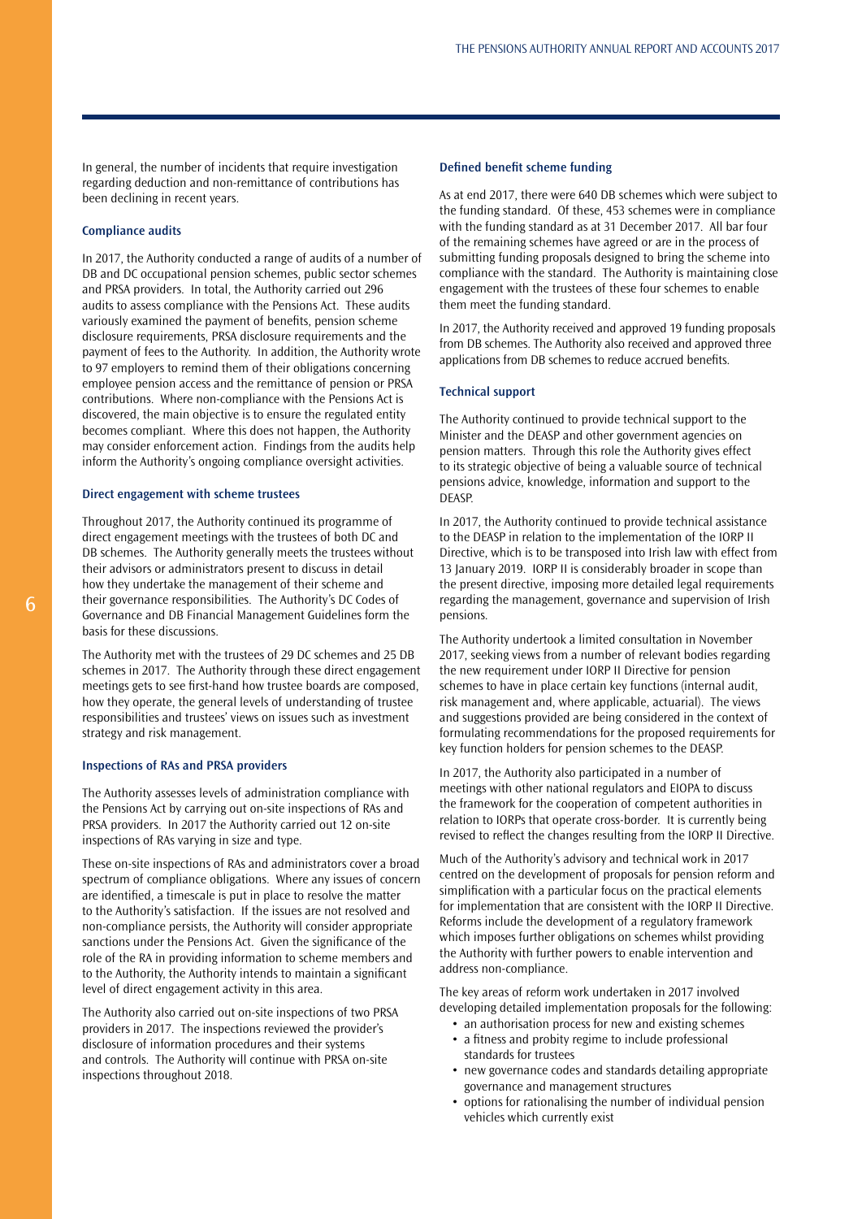In general, the number of incidents that require investigation regarding deduction and non-remittance of contributions has been declining in recent years.

### Compliance audits

In 2017, the Authority conducted a range of audits of a number of DB and DC occupational pension schemes, public sector schemes and PRSA providers. In total, the Authority carried out 296 audits to assess compliance with the Pensions Act. These audits variously examined the payment of benefits, pension scheme disclosure requirements, PRSA disclosure requirements and the payment of fees to the Authority. In addition, the Authority wrote to 97 employers to remind them of their obligations concerning employee pension access and the remittance of pension or PRSA contributions. Where non-compliance with the Pensions Act is discovered, the main objective is to ensure the regulated entity becomes compliant. Where this does not happen, the Authority may consider enforcement action. Findings from the audits help inform the Authority's ongoing compliance oversight activities.

### Direct engagement with scheme trustees

Throughout 2017, the Authority continued its programme of direct engagement meetings with the trustees of both DC and DB schemes. The Authority generally meets the trustees without their advisors or administrators present to discuss in detail how they undertake the management of their scheme and their governance responsibilities. The Authority's DC Codes of Governance and DB Financial Management Guidelines form the basis for these discussions.

The Authority met with the trustees of 29 DC schemes and 25 DB schemes in 2017. The Authority through these direct engagement meetings gets to see first-hand how trustee boards are composed, how they operate, the general levels of understanding of trustee responsibilities and trustees' views on issues such as investment strategy and risk management.

### Inspections of RAs and PRSA providers

The Authority assesses levels of administration compliance with the Pensions Act by carrying out on-site inspections of RAs and PRSA providers. In 2017 the Authority carried out 12 on-site inspections of RAs varying in size and type.

These on-site inspections of RAs and administrators cover a broad spectrum of compliance obligations. Where any issues of concern are identified, a timescale is put in place to resolve the matter to the Authority's satisfaction. If the issues are not resolved and non-compliance persists, the Authority will consider appropriate sanctions under the Pensions Act. Given the significance of the role of the RA in providing information to scheme members and to the Authority, the Authority intends to maintain a significant level of direct engagement activity in this area.

The Authority also carried out on-site inspections of two PRSA providers in 2017. The inspections reviewed the provider's disclosure of information procedures and their systems and controls. The Authority will continue with PRSA on-site inspections throughout 2018.

### Defined benefit scheme funding

As at end 2017, there were 640 DB schemes which were subject to the funding standard. Of these, 453 schemes were in compliance with the funding standard as at 31 December 2017. All bar four of the remaining schemes have agreed or are in the process of submitting funding proposals designed to bring the scheme into compliance with the standard. The Authority is maintaining close engagement with the trustees of these four schemes to enable them meet the funding standard.

In 2017, the Authority received and approved 19 funding proposals from DB schemes. The Authority also received and approved three applications from DB schemes to reduce accrued benefits.

### Technical support

The Authority continued to provide technical support to the Minister and the DEASP and other government agencies on pension matters. Through this role the Authority gives effect to its strategic objective of being a valuable source of technical pensions advice, knowledge, information and support to the DEASP.

In 2017, the Authority continued to provide technical assistance to the DEASP in relation to the implementation of the IORP II Directive, which is to be transposed into Irish law with effect from 13 January 2019. IORP II is considerably broader in scope than the present directive, imposing more detailed legal requirements regarding the management, governance and supervision of Irish pensions.

The Authority undertook a limited consultation in November 2017, seeking views from a number of relevant bodies regarding the new requirement under IORP II Directive for pension schemes to have in place certain key functions (internal audit, risk management and, where applicable, actuarial). The views and suggestions provided are being considered in the context of formulating recommendations for the proposed requirements for key function holders for pension schemes to the DEASP.

In 2017, the Authority also participated in a number of meetings with other national regulators and EIOPA to discuss the framework for the cooperation of competent authorities in relation to IORPs that operate cross-border. It is currently being revised to reflect the changes resulting from the IORP II Directive.

Much of the Authority's advisory and technical work in 2017 centred on the development of proposals for pension reform and simplification with a particular focus on the practical elements for implementation that are consistent with the IORP II Directive. Reforms include the development of a regulatory framework which imposes further obligations on schemes whilst providing the Authority with further powers to enable intervention and address non-compliance.

The key areas of reform work undertaken in 2017 involved developing detailed implementation proposals for the following:

- an authorisation process for new and existing schemes
- a fitness and probity regime to include professional standards for trustees
- new governance codes and standards detailing appropriate governance and management structures
- options for rationalising the number of individual pension vehicles which currently exist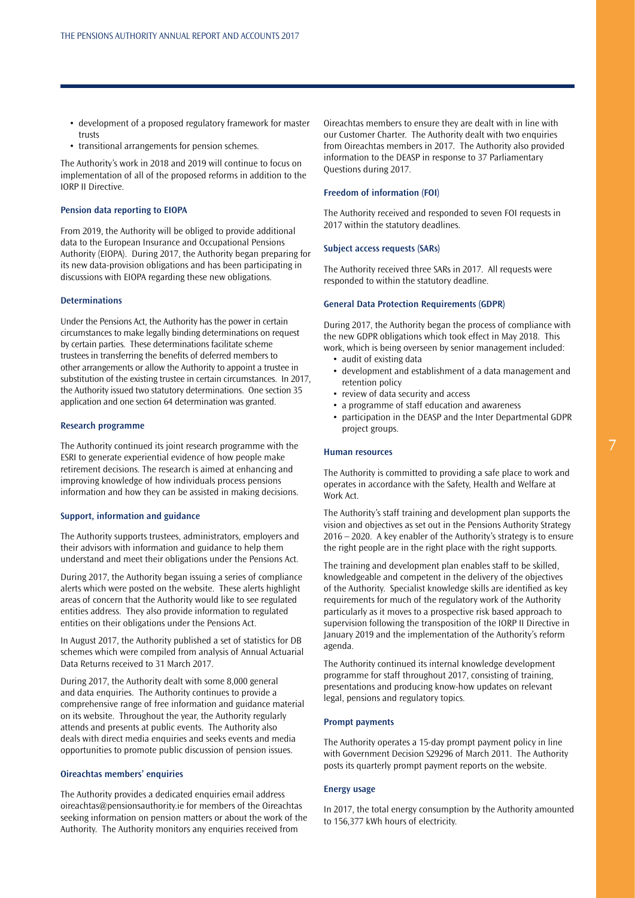- development of a proposed regulatory framework for master trusts
- transitional arrangements for pension schemes.

The Authority's work in 2018 and 2019 will continue to focus on implementation of all of the proposed reforms in addition to the IORP II Directive.

### Pension data reporting to EIOPA

From 2019, the Authority will be obliged to provide additional data to the European Insurance and Occupational Pensions Authority (EIOPA). During 2017, the Authority began preparing for its new data-provision obligations and has been participating in discussions with EIOPA regarding these new obligations.

### Determinations

Under the Pensions Act, the Authority has the power in certain circumstances to make legally binding determinations on request by certain parties. These determinations facilitate scheme trustees in transferring the benefits of deferred members to other arrangements or allow the Authority to appoint a trustee in substitution of the existing trustee in certain circumstances. In 2017, the Authority issued two statutory determinations. One section 35 application and one section 64 determination was granted.

### Research programme

The Authority continued its joint research programme with the ESRI to generate experiential evidence of how people make retirement decisions. The research is aimed at enhancing and improving knowledge of how individuals process pensions information and how they can be assisted in making decisions.

### Support, information and guidance

The Authority supports trustees, administrators, employers and their advisors with information and guidance to help them understand and meet their obligations under the Pensions Act.

During 2017, the Authority began issuing a series of compliance alerts which were posted on the website. These alerts highlight areas of concern that the Authority would like to see regulated entities address. They also provide information to regulated entities on their obligations under the Pensions Act.

In August 2017, the Authority published a set of statistics for DB schemes which were compiled from analysis of Annual Actuarial Data Returns received to 31 March 2017.

During 2017, the Authority dealt with some 8,000 general and data enquiries. The Authority continues to provide a comprehensive range of free information and guidance material on its website. Throughout the year, the Authority regularly attends and presents at public events. The Authority also deals with direct media enquiries and seeks events and media opportunities to promote public discussion of pension issues.

### Oireachtas members' enquiries

The Authority provides a dedicated enquiries email address oireachtas@pensionsauthority.ie for members of the Oireachtas seeking information on pension matters or about the work of the Authority. The Authority monitors any enquiries received from Oireachtas members to ensure they are dealt with in line with our Customer Charter. The Authority dealt with two enquiries from Oireachtas members in 2017. The Authority also provided information to the DEASP in response to 37 Parliamentary Questions during 2017.

### Freedom of information (FOI)

The Authority received and responded to seven FOI requests in 2017 within the statutory deadlines.

### Subject access requests (SARs)

The Authority received three SARs in 2017. All requests were responded to within the statutory deadline.

### General Data Protection Requirements (GDPR)

During 2017, the Authority began the process of compliance with the new GDPR obligations which took effect in May 2018. This work, which is being overseen by senior management included:

- audit of existing data
- development and establishment of a data management and retention policy
- review of data security and access
- a programme of staff education and awareness
- participation in the DEASP and the Inter Departmental GDPR project groups.

### Human resources

The Authority is committed to providing a safe place to work and operates in accordance with the Safety, Health and Welfare at Work Act.

The Authority's staff training and development plan supports the vision and objectives as set out in the Pensions Authority Strategy 2016 – 2020. A key enabler of the Authority's strategy is to ensure the right people are in the right place with the right supports.

The training and development plan enables staff to be skilled, knowledgeable and competent in the delivery of the objectives of the Authority. Specialist knowledge skills are identified as key requirements for much of the regulatory work of the Authority particularly as it moves to a prospective risk based approach to supervision following the transposition of the IORP II Directive in January 2019 and the implementation of the Authority's reform agenda.

The Authority continued its internal knowledge development programme for staff throughout 2017, consisting of training, presentations and producing know-how updates on relevant legal, pensions and regulatory topics.

### Prompt payments

The Authority operates a 15-day prompt payment policy in line with Government Decision S29296 of March 2011. The Authority posts its quarterly prompt payment reports on the website.

### Energy usage

In 2017, the total energy consumption by the Authority amounted to 156,377 kWh hours of electricity.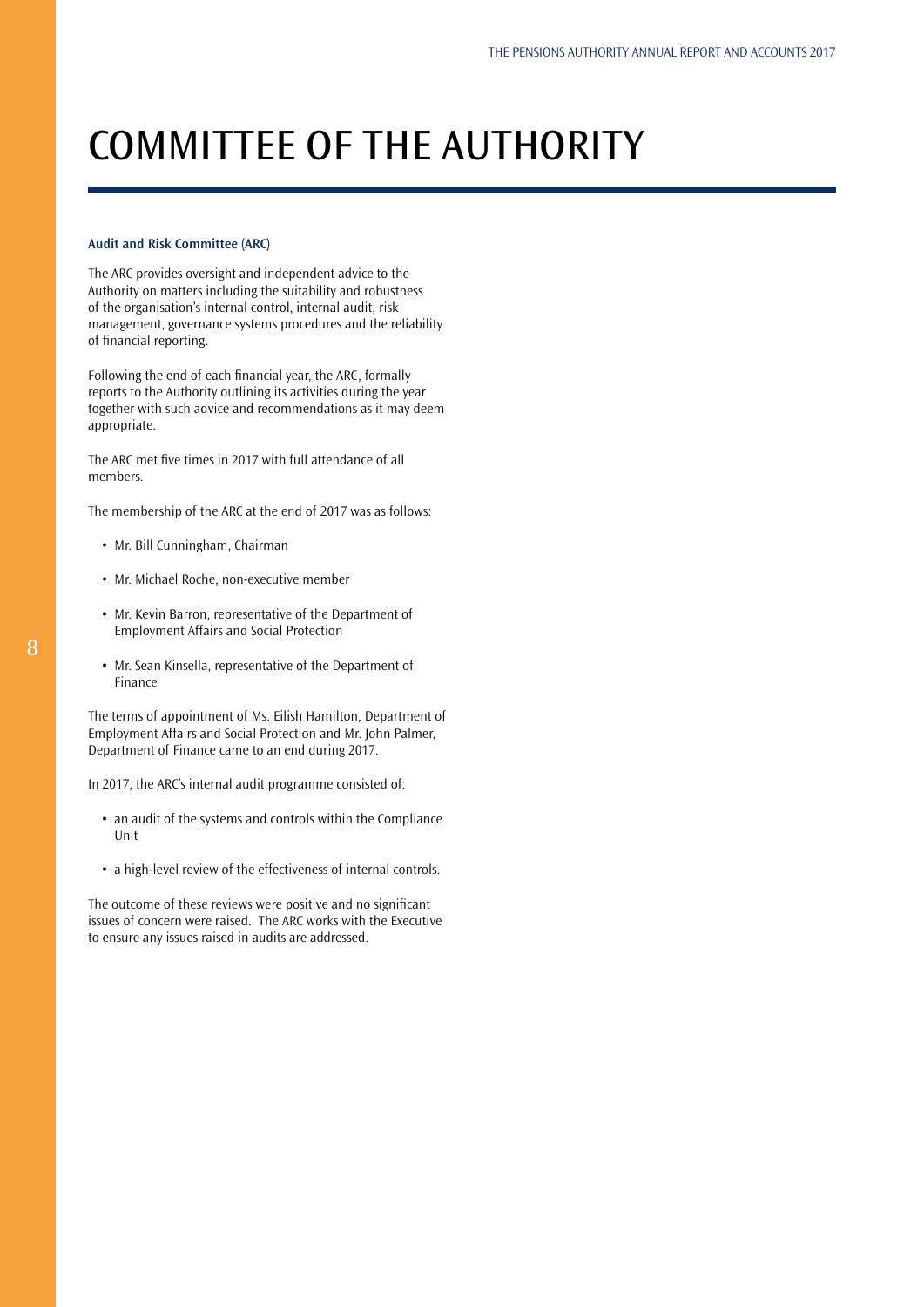# COMMITTEE OF THE AUTHORITY

**Audit and Risk Committee (ARC)**

The ARC provides oversight and independent advice to the Authority on matters including the suitability and robustness of the organisation's internal control, internal audit, risk management, governance systems procedures and the reliability of financial reporting.

Following the end of each financial year, the ARC, formally reports to the Authority outlining its activities during the year together with such advice and recommendations as it may deem appropriate.

The ARC met five times in 2017 with full attendance of all members.

The membership of the ARC at the end of 2017 was as follows:

- Mr. Bill Cunningham, Chairman
- Mr. Michael Roche, non-executive member
- Mr. Kevin Barron, representative of the Department of Employment Affairs and Social Protection
- Mr. Sean Kinsella, representative of the Department of Finance

The terms of appointment of Ms. Eilish Hamilton, Department of Employment Affairs and Social Protection and Mr. John Palmer, Department of Finance came to an end during 2017.

In 2017, the ARC's internal audit programme consisted of:

- an audit of the systems and controls within the Compliance Unit
- a high-level review of the effectiveness of internal controls.

The outcome of these reviews were positive and no significant issues of concern were raised. The ARC works with the Executive to ensure any issues raised in audits are addressed.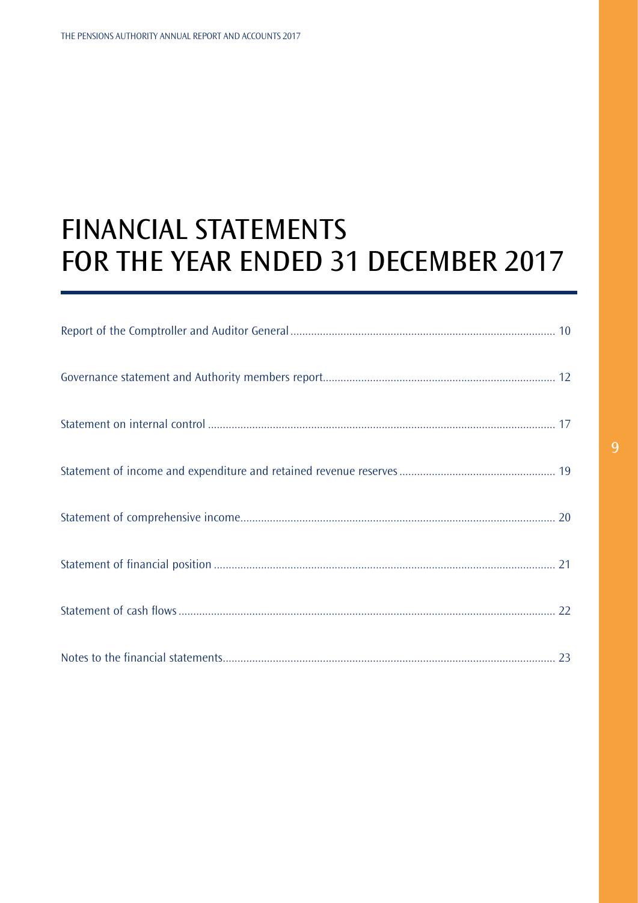# FINANCIAL STATEMENTS FOR THE YEAR ENDED 31 DECEMBER 2017

| | |
|---|---|
| Report of the Comptroller and Auditor General | 10 |
| Governance statement and Authority members report | 12 |
| Statement on internal control | 17 |
| Statement of income and expenditure and retained revenue reserves | 19 |
| Statement of comprehensive income | 20 |
| Statement of financial position | 21 |
| Statement of cash flows | 22 |
| Notes to the financial statements | 23 |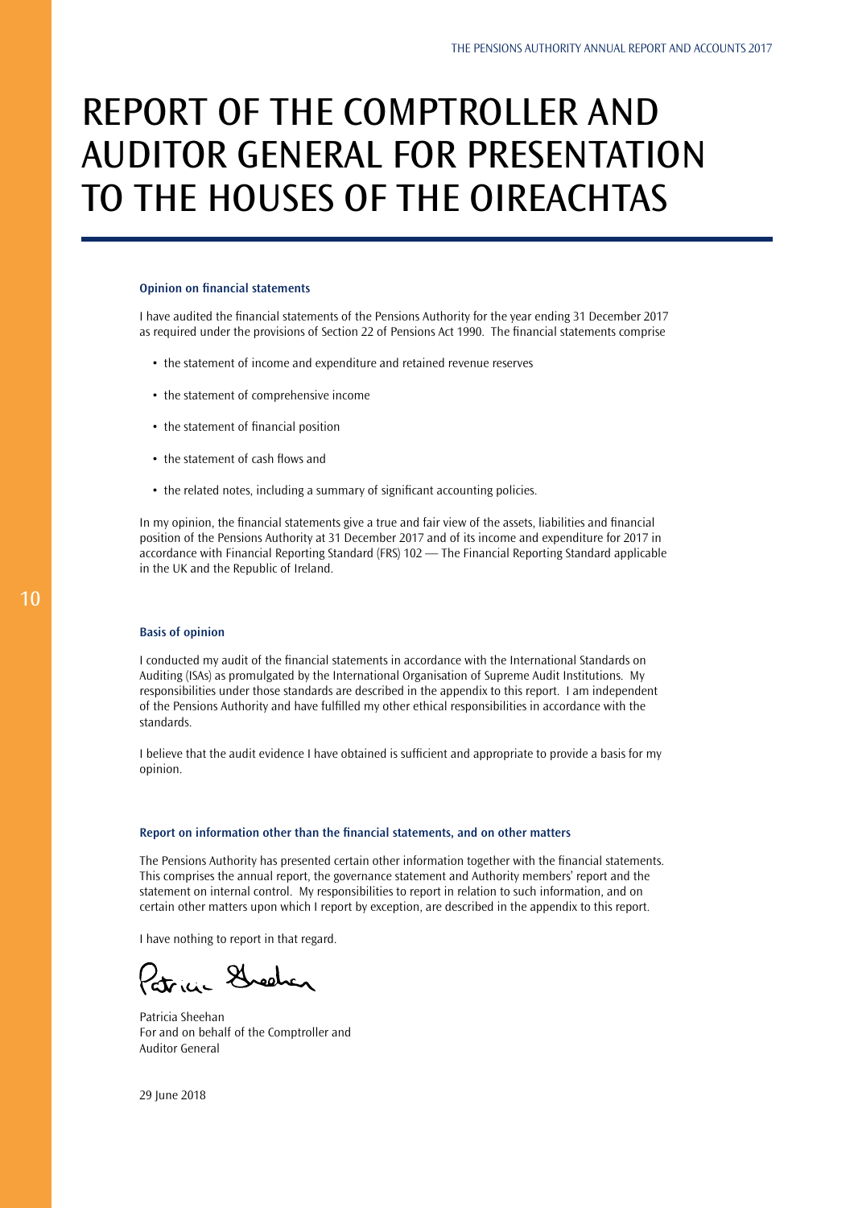# REPORT OF THE COMPTROLLER AND AUDITOR GENERAL FOR PRESENTATION TO THE HOUSES OF THE OIREACHTAS

### Opinion on financial statements

I have audited the financial statements of the Pensions Authority for the year ending 31 December 2017 as required under the provisions of Section 22 of Pensions Act 1990. The financial statements comprise

- the statement of income and expenditure and retained revenue reserves
- the statement of comprehensive income
- the statement of financial position
- the statement of cash flows and
- the related notes, including a summary of significant accounting policies.

In my opinion, the financial statements give a true and fair view of the assets, liabilities and financial position of the Pensions Authority at 31 December 2017 and of its income and expenditure for 2017 in accordance with Financial Reporting Standard (FRS) 102 — The Financial Reporting Standard applicable in the UK and the Republic of Ireland.

### Basis of opinion

I conducted my audit of the financial statements in accordance with the International Standards on Auditing (ISAs) as promulgated by the International Organisation of Supreme Audit Institutions. My responsibilities under those standards are described in the appendix to this report. I am independent of the Pensions Authority and have fulfilled my other ethical responsibilities in accordance with the standards.

I believe that the audit evidence I have obtained is sufficient and appropriate to provide a basis for my opinion.

### Report on information other than the financial statements, and on other matters

The Pensions Authority has presented certain other information together with the financial statements. This comprises the annual report, the governance statement and Authority members' report and the statement on internal control. My responsibilities to report in relation to such information, and on certain other matters upon which I report by exception, are described in the appendix to this report.

I have nothing to report in that regard.

Patricia Sheehan
For and on behalf of the Comptroller and Auditor General

29 June 2018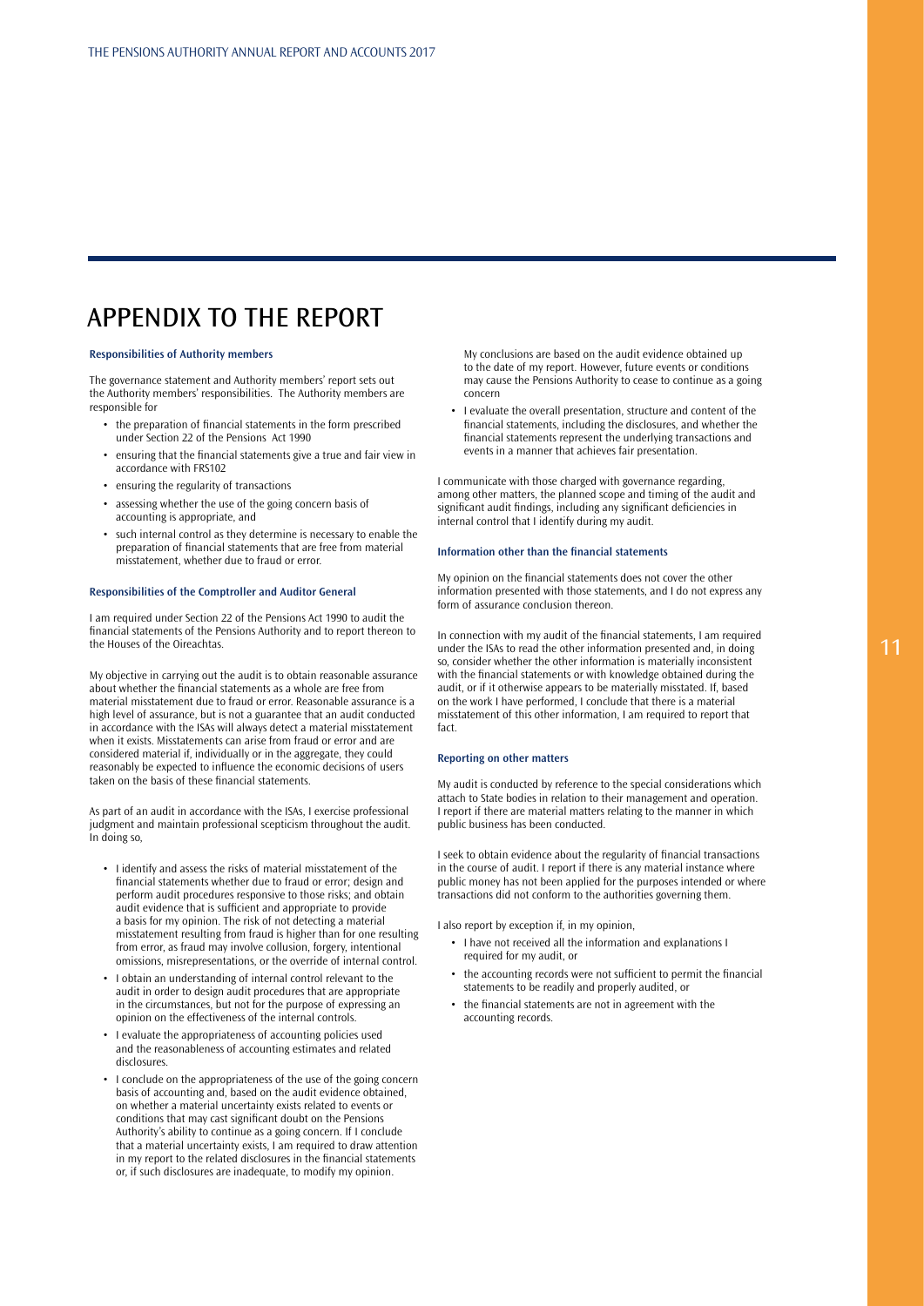# APPENDIX TO THE REPORT

### Responsibilities of Authority members

The governance statement and Authority members' report sets out the Authority members' responsibilities. The Authority members are responsible for

- the preparation of financial statements in the form prescribed under Section 22 of the Pensions Act 1990
- ensuring that the financial statements give a true and fair view in accordance with FRS102
- ensuring the regularity of transactions
- assessing whether the use of the going concern basis of accounting is appropriate, and
- such internal control as they determine is necessary to enable the preparation of financial statements that are free from material misstatement, whether due to fraud or error.

### Responsibilities of the Comptroller and Auditor General

I am required under Section 22 of the Pensions Act 1990 to audit the financial statements of the Pensions Authority and to report thereon to the Houses of the Oireachtas.

My objective in carrying out the audit is to obtain reasonable assurance about whether the financial statements as a whole are free from material misstatement due to fraud or error. Reasonable assurance is a high level of assurance, but is not a guarantee that an audit conducted in accordance with the ISAs will always detect a material misstatement when it exists. Misstatements can arise from fraud or error and are considered material if, individually or in the aggregate, they could reasonably be expected to influence the economic decisions of users taken on the basis of these financial statements.

As part of an audit in accordance with the ISAs, I exercise professional judgment and maintain professional scepticism throughout the audit. In doing so,

- I identify and assess the risks of material misstatement of the financial statements whether due to fraud or error; design and perform audit procedures responsive to those risks; and obtain audit evidence that is sufficient and appropriate to provide a basis for my opinion. The risk of not detecting a material misstatement resulting from fraud is higher than for one resulting from error, as fraud may involve collusion, forgery, intentional omissions, misrepresentations, or the override of internal control.
- I obtain an understanding of internal control relevant to the audit in order to design audit procedures that are appropriate in the circumstances, but not for the purpose of expressing an opinion on the effectiveness of the internal controls.
- I evaluate the appropriateness of accounting policies used and the reasonableness of accounting estimates and related disclosures.
- I conclude on the appropriateness of the use of the going concern basis of accounting and, based on the audit evidence obtained, on whether a material uncertainty exists related to events or conditions that may cast significant doubt on the Pensions Authority's ability to continue as a going concern. If I conclude that a material uncertainty exists, I am required to draw attention in my report to the related disclosures in the financial statements or, if such disclosures are inadequate, to modify my opinion.

  My conclusions are based on the audit evidence obtained up to the date of my report. However, future events or conditions may cause the Pensions Authority to cease to continue as a going concern
- I evaluate the overall presentation, structure and content of the financial statements, including the disclosures, and whether the financial statements represent the underlying transactions and events in a manner that achieves fair presentation.

I communicate with those charged with governance regarding, among other matters, the planned scope and timing of the audit and significant audit findings, including any significant deficiencies in internal control that I identify during my audit.

### Information other than the financial statements

My opinion on the financial statements does not cover the other information presented with those statements, and I do not express any form of assurance conclusion thereon.

In connection with my audit of the financial statements, I am required under the ISAs to read the other information presented and, in doing so, consider whether the other information is materially inconsistent with the financial statements or with knowledge obtained during the audit, or if it otherwise appears to be materially misstated. If, based on the work I have performed, I conclude that there is a material misstatement of this other information, I am required to report that fact.

### Reporting on other matters

My audit is conducted by reference to the special considerations which attach to State bodies in relation to their management and operation. I report if there are material matters relating to the manner in which public business has been conducted.

I seek to obtain evidence about the regularity of financial transactions in the course of audit. I report if there is any material instance where public money has not been applied for the purposes intended or where transactions did not conform to the authorities governing them.

I also report by exception if, in my opinion,

- I have not received all the information and explanations I required for my audit, or
- the accounting records were not sufficient to permit the financial statements to be readily and properly audited, or
- the financial statements are not in agreement with the accounting records.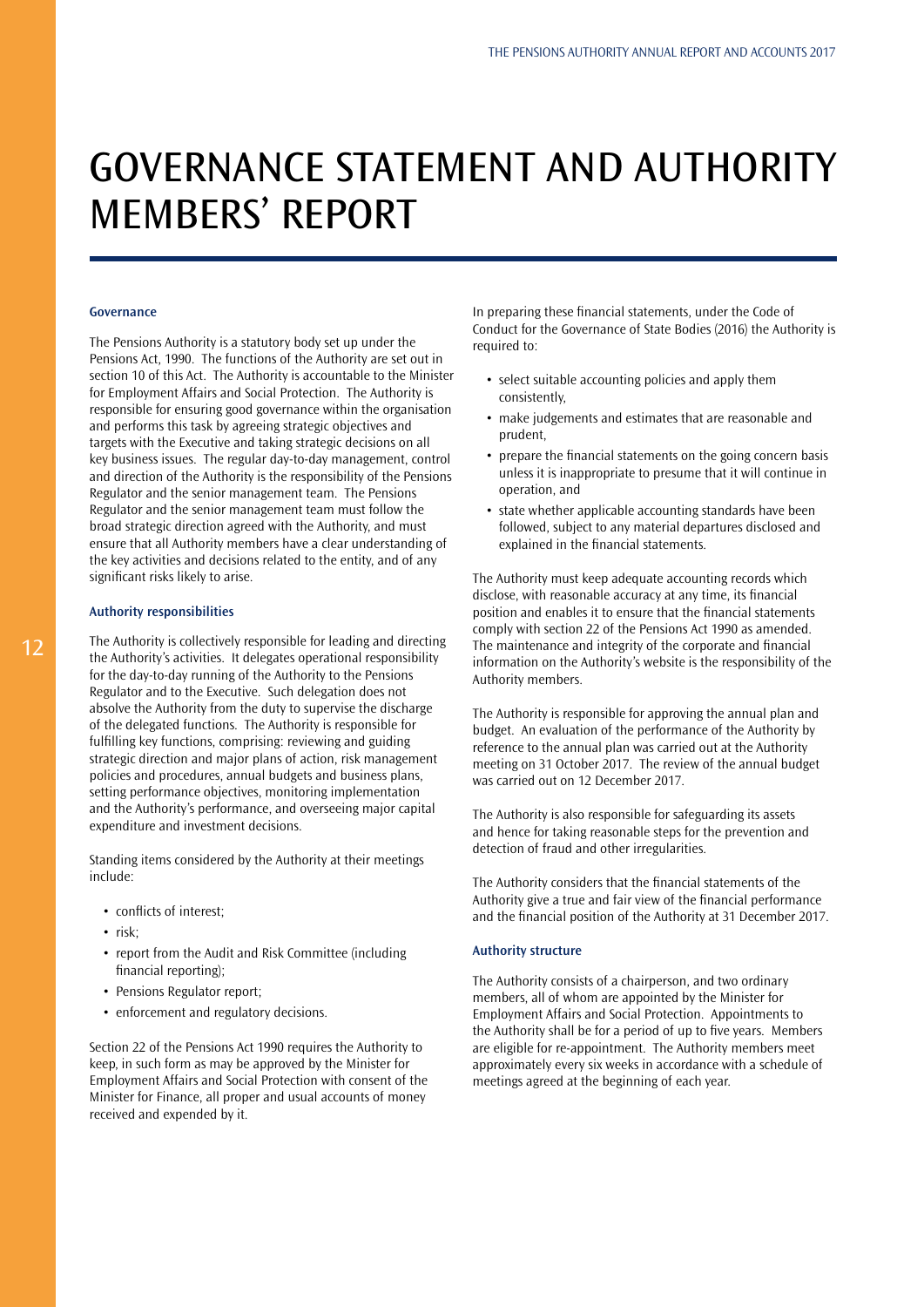# GOVERNANCE STATEMENT AND AUTHORITY MEMBERS' REPORT

### Governance

The Pensions Authority is a statutory body set up under the Pensions Act, 1990. The functions of the Authority are set out in section 10 of this Act. The Authority is accountable to the Minister for Employment Affairs and Social Protection. The Authority is responsible for ensuring good governance within the organisation and performs this task by agreeing strategic objectives and targets with the Executive and taking strategic decisions on all key business issues. The regular day-to-day management, control and direction of the Authority is the responsibility of the Pensions Regulator and the senior management team. The Pensions Regulator and the senior management team must follow the broad strategic direction agreed with the Authority, and must ensure that all Authority members have a clear understanding of the key activities and decisions related to the entity, and of any significant risks likely to arise.

### Authority responsibilities

The Authority is collectively responsible for leading and directing the Authority's activities. It delegates operational responsibility for the day-to-day running of the Authority to the Pensions Regulator and to the Executive. Such delegation does not absolve the Authority from the duty to supervise the discharge of the delegated functions. The Authority is responsible for fulfilling key functions, comprising: reviewing and guiding strategic direction and major plans of action, risk management policies and procedures, annual budgets and business plans, setting performance objectives, monitoring implementation and the Authority's performance, and overseeing major capital expenditure and investment decisions.

Standing items considered by the Authority at their meetings include:

- conflicts of interest;
- risk;
- report from the Audit and Risk Committee (including financial reporting);
- Pensions Regulator report;
- enforcement and regulatory decisions.

Section 22 of the Pensions Act 1990 requires the Authority to keep, in such form as may be approved by the Minister for Employment Affairs and Social Protection with consent of the Minister for Finance, all proper and usual accounts of money received and expended by it.

In preparing these financial statements, under the Code of Conduct for the Governance of State Bodies (2016) the Authority is required to:

- select suitable accounting policies and apply them consistently,
- make judgements and estimates that are reasonable and prudent,
- prepare the financial statements on the going concern basis unless it is inappropriate to presume that it will continue in operation, and
- state whether applicable accounting standards have been followed, subject to any material departures disclosed and explained in the financial statements.

The Authority must keep adequate accounting records which disclose, with reasonable accuracy at any time, its financial position and enables it to ensure that the financial statements comply with section 22 of the Pensions Act 1990 as amended. The maintenance and integrity of the corporate and financial information on the Authority's website is the responsibility of the Authority members.

The Authority is responsible for approving the annual plan and budget. An evaluation of the performance of the Authority by reference to the annual plan was carried out at the Authority meeting on 31 October 2017. The review of the annual budget was carried out on 12 December 2017.

The Authority is also responsible for safeguarding its assets and hence for taking reasonable steps for the prevention and detection of fraud and other irregularities.

The Authority considers that the financial statements of the Authority give a true and fair view of the financial performance and the financial position of the Authority at 31 December 2017.

### Authority structure

The Authority consists of a chairperson, and two ordinary members, all of whom are appointed by the Minister for Employment Affairs and Social Protection. Appointments to the Authority shall be for a period of up to five years. Members are eligible for re-appointment. The Authority members meet approximately every six weeks in accordance with a schedule of meetings agreed at the beginning of each year.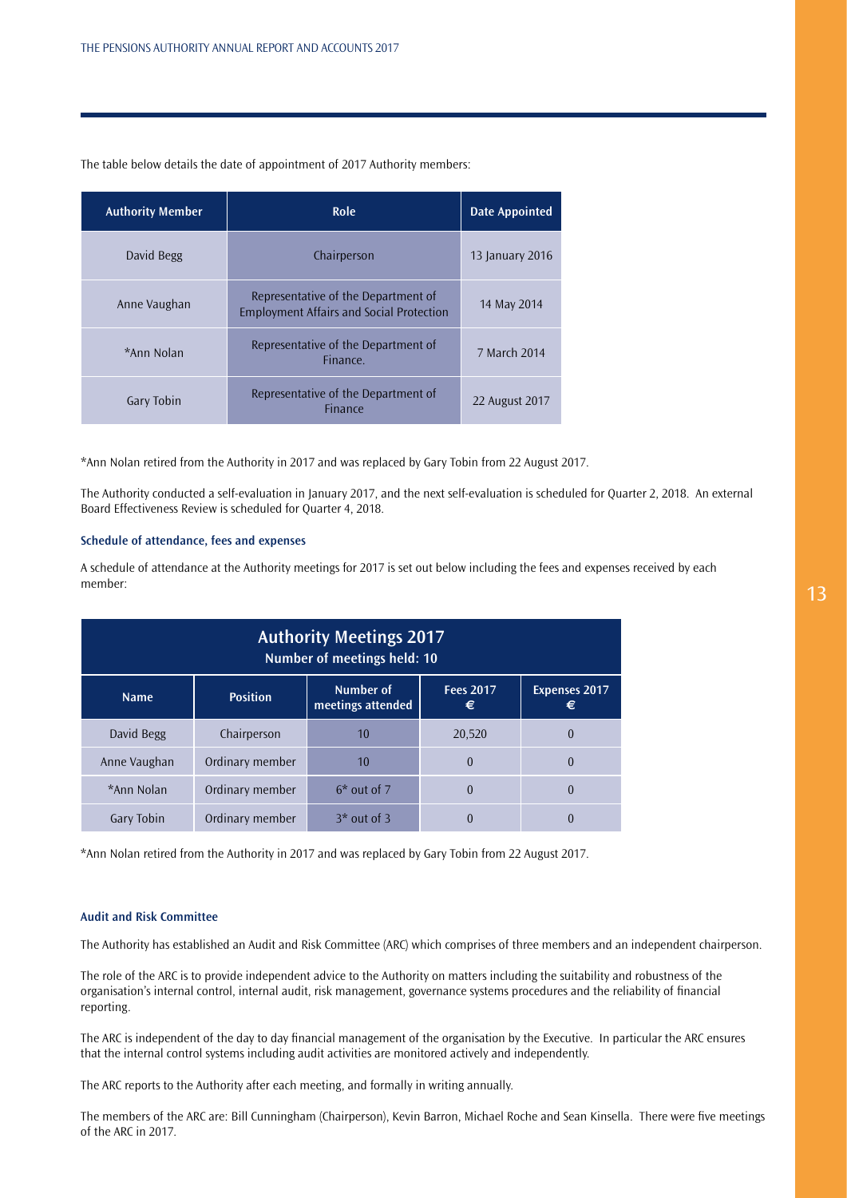The table below details the date of appointment of 2017 Authority members:

| Authority Member | Role | Date Appointed |
|---|---|---|
| David Begg | Chairperson | 13 January 2016 |
| Anne Vaughan | Representative of the Department of Employment Affairs and Social Protection | 14 May 2014 |
| *Ann Nolan | Representative of the Department of Finance. | 7 March 2014 |
| Gary Tobin | Representative of the Department of Finance | 22 August 2017 |

*Ann Nolan retired from the Authority in 2017 and was replaced by Gary Tobin from 22 August 2017.

The Authority conducted a self-evaluation in January 2017, and the next self-evaluation is scheduled for Quarter 2, 2018. An external Board Effectiveness Review is scheduled for Quarter 4, 2018.

### Schedule of attendance, fees and expenses

A schedule of attendance at the Authority meetings for 2017 is set out below including the fees and expenses received by each member:

| **Authority Meetings 2017**<br>Number of meetings held: 10 | | | | |
|---|---|---|---|---|
| **Name** | **Position** | **Number of meetings attended** | **Fees 2017 €** | **Expenses 2017 €** |
| David Begg | Chairperson | 10 | 20,520 | 0 |
| Anne Vaughan | Ordinary member | 10 | 0 | 0 |
| *Ann Nolan | Ordinary member | 6* out of 7 | 0 | 0 |
| Gary Tobin | Ordinary member | 3* out of 3 | 0 | 0 |

*Ann Nolan retired from the Authority in 2017 and was replaced by Gary Tobin from 22 August 2017.

### Audit and Risk Committee

The Authority has established an Audit and Risk Committee (ARC) which comprises of three members and an independent chairperson.

The role of the ARC is to provide independent advice to the Authority on matters including the suitability and robustness of the organisation's internal control, internal audit, risk management, governance systems procedures and the reliability of financial reporting.

The ARC is independent of the day to day financial management of the organisation by the Executive. In particular the ARC ensures that the internal control systems including audit activities are monitored actively and independently.

The ARC reports to the Authority after each meeting, and formally in writing annually.

The members of the ARC are: Bill Cunningham (Chairperson), Kevin Barron, Michael Roche and Sean Kinsella. There were five meetings of the ARC in 2017.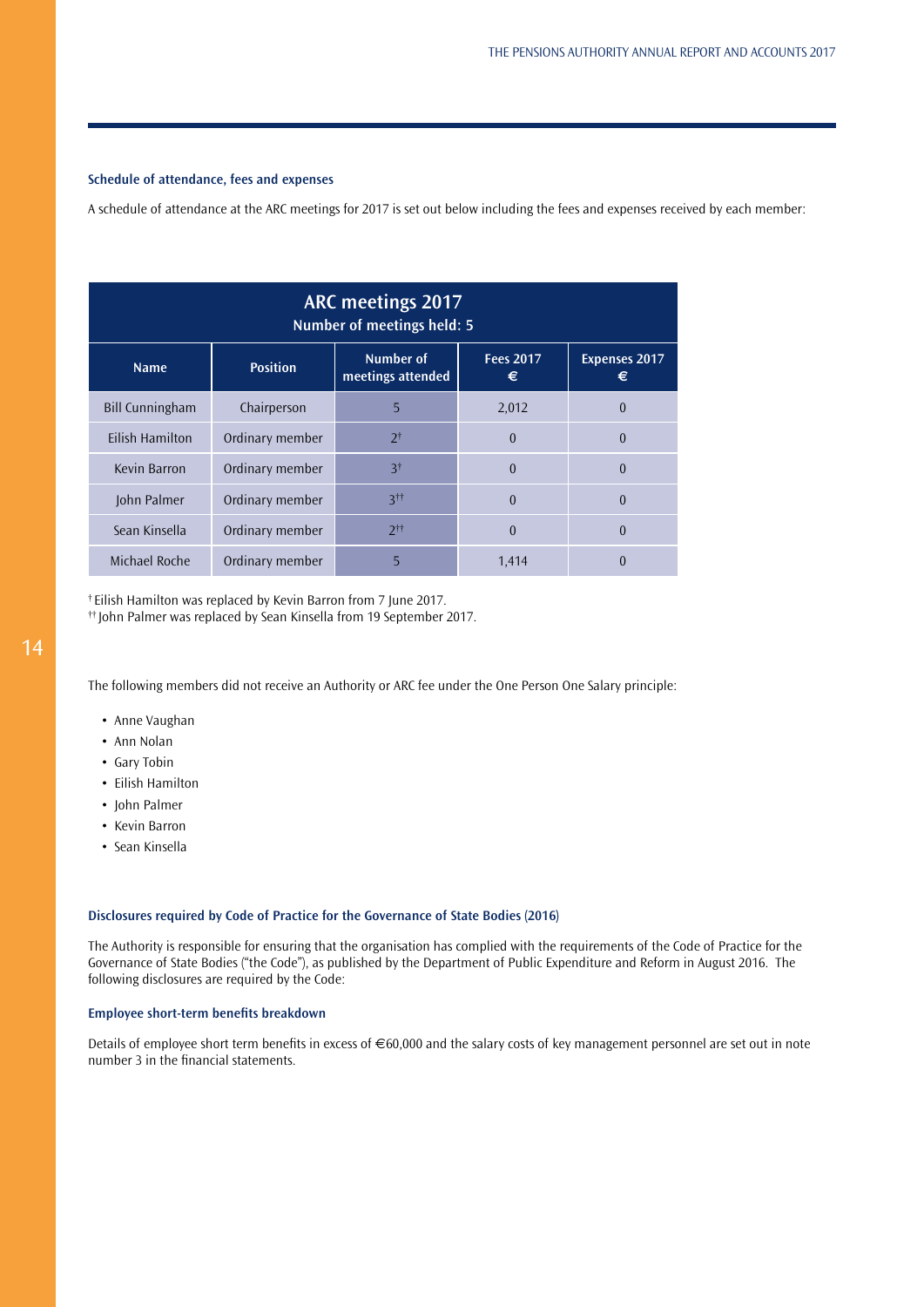#### Schedule of attendance, fees and expenses

A schedule of attendance at the ARC meetings for 2017 is set out below including the fees and expenses received by each member:

| ARC meetings 2017<br>Number of meetings held: 5 | | | | |
|---|---|---|---|---|
| **Name** | **Position** | **Number of meetings attended** | **Fees 2017 €** | **Expenses 2017 €** |
| Bill Cunningham | Chairperson | 5 | 2,012 | 0 |
| Eilish Hamilton | Ordinary member | 2† | 0 | 0 |
| Kevin Barron | Ordinary member | 3† | 0 | 0 |
| John Palmer | Ordinary member | 3†† | 0 | 0 |
| Sean Kinsella | Ordinary member | 2†† | 0 | 0 |
| Michael Roche | Ordinary member | 5 | 1,414 | 0 |

† Eilish Hamilton was replaced by Kevin Barron from 7 June 2017.
†† John Palmer was replaced by Sean Kinsella from 19 September 2017.

The following members did not receive an Authority or ARC fee under the One Person One Salary principle:

- Anne Vaughan
- Ann Nolan
- Gary Tobin
- Eilish Hamilton
- John Palmer
- Kevin Barron
- Sean Kinsella

#### Disclosures required by Code of Practice for the Governance of State Bodies (2016)

The Authority is responsible for ensuring that the organisation has complied with the requirements of the Code of Practice for the Governance of State Bodies ("the Code"), as published by the Department of Public Expenditure and Reform in August 2016. The following disclosures are required by the Code:

#### Employee short-term benefits breakdown

Details of employee short term benefits in excess of €60,000 and the salary costs of key management personnel are set out in note number 3 in the financial statements.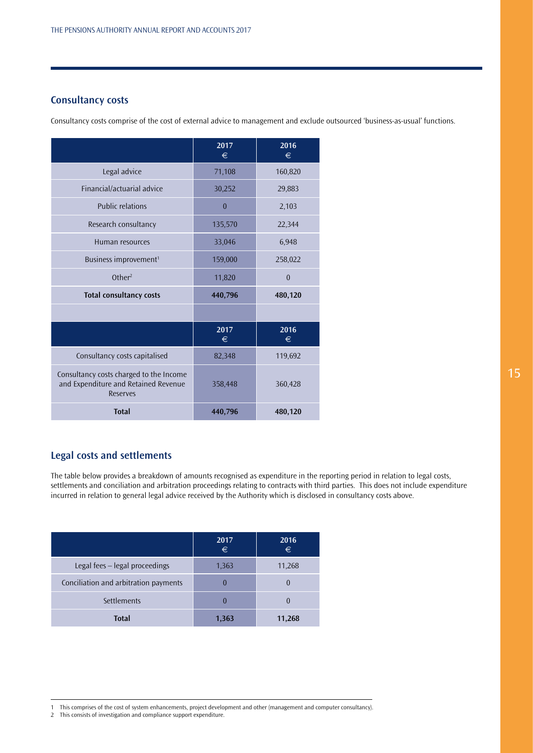## Consultancy costs

Consultancy costs comprise of the cost of external advice to management and exclude outsourced 'business-as-usual' functions.

| | 2017 € | 2016 € |
|---|---|---|
| Legal advice | 71,108 | 160,820 |
| Financial/actuarial advice | 30,252 | 29,883 |
| Public relations | 0 | 2,103 |
| Research consultancy | 135,570 | 22,344 |
| Human resources | 33,046 | 6,948 |
| Business improvement[1] | 159,000 | 258,022 |
| Other[2] | 11,820 | 0 |
| **Total consultancy costs** | **440,796** | **480,120** |
| | | |
| | **2017 €** | **2016 €** |
| Consultancy costs capitalised | 82,348 | 119,692 |
| Consultancy costs charged to the Income and Expenditure and Retained Revenue Reserves | 358,448 | 360,428 |
| **Total** | **440,796** | **480,120** |

## Legal costs and settlements

The table below provides a breakdown of amounts recognised as expenditure in the reporting period in relation to legal costs, settlements and conciliation and arbitration proceedings relating to contracts with third parties. This does not include expenditure incurred in relation to general legal advice received by the Authority which is disclosed in consultancy costs above.

| | 2017 € | 2016 € |
|---|---|---|
| Legal fees – legal proceedings | 1,363 | 11,268 |
| Conciliation and arbitration payments | 0 | 0 |
| Settlements | 0 | 0 |
| **Total** | **1,363** | **11,268** |

1 This comprises of the cost of system enhancements, project development and other (management and computer consultancy).

2 This consists of investigation and compliance support expenditure.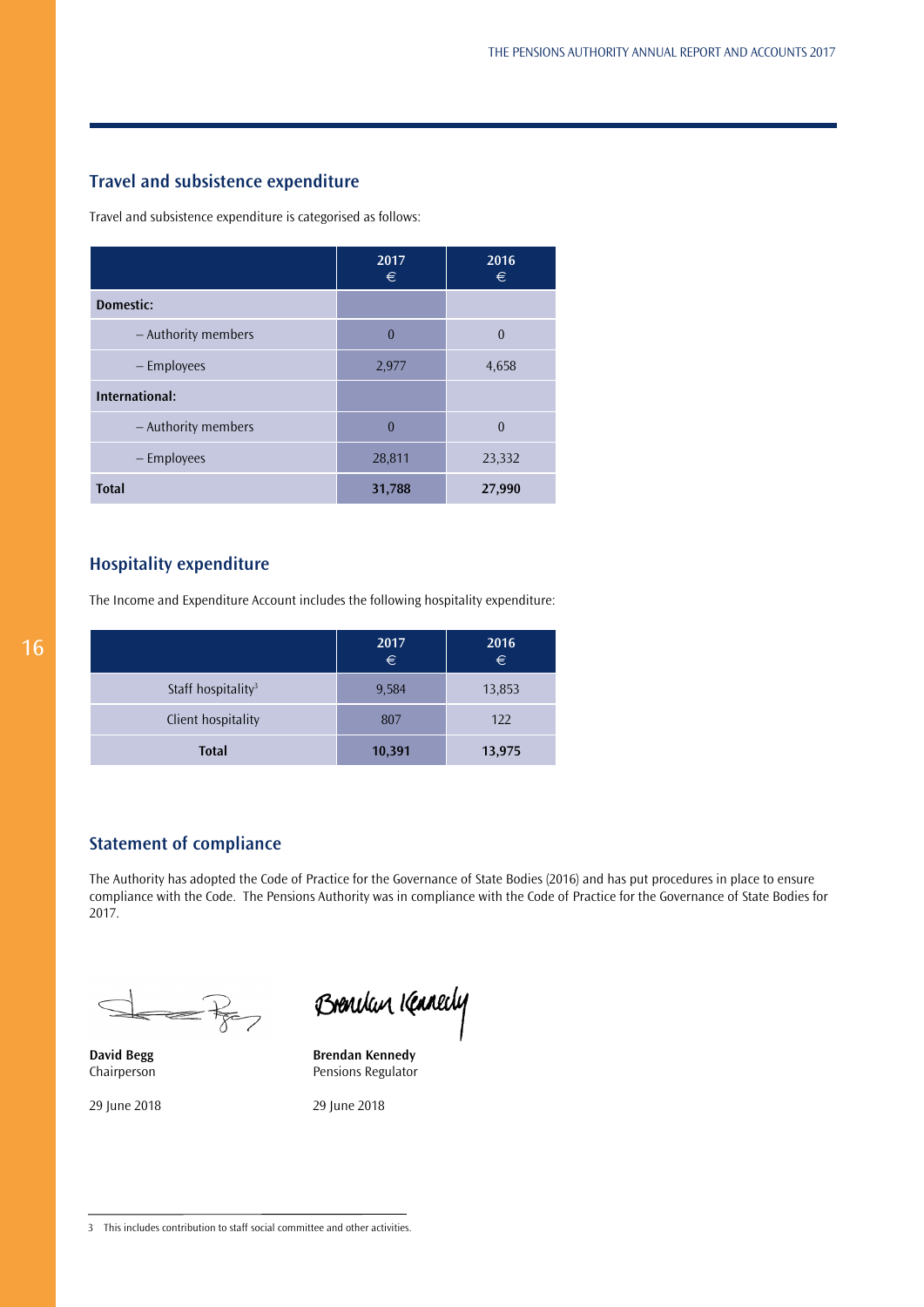## Travel and subsistence expenditure

Travel and subsistence expenditure is categorised as follows:

| | 2017 € | 2016 € |
|---|---|---|
| **Domestic:** | | |
| – Authority members | 0 | 0 |
| – Employees | 2,977 | 4,658 |
| **International:** | | |
| – Authority members | 0 | 0 |
| – Employees | 28,811 | 23,332 |
| **Total** | **31,788** | **27,990** |

## Hospitality expenditure

The Income and Expenditure Account includes the following hospitality expenditure:

| | 2017 € | 2016 € |
|---|---|---|
| Staff hospitality[3] | 9,584 | 13,853 |
| Client hospitality | 807 | 122 |
| **Total** | **10,391** | **13,975** |

## Statement of compliance

The Authority has adopted the Code of Practice for the Governance of State Bodies (2016) and has put procedures in place to ensure compliance with the Code. The Pensions Authority was in compliance with the Code of Practice for the Governance of State Bodies for 2017.

**David Begg**
Chairperson

29 June 2018

**Brendan Kennedy**
Pensions Regulator

29 June 2018

3 This includes contribution to staff social committee and other activities.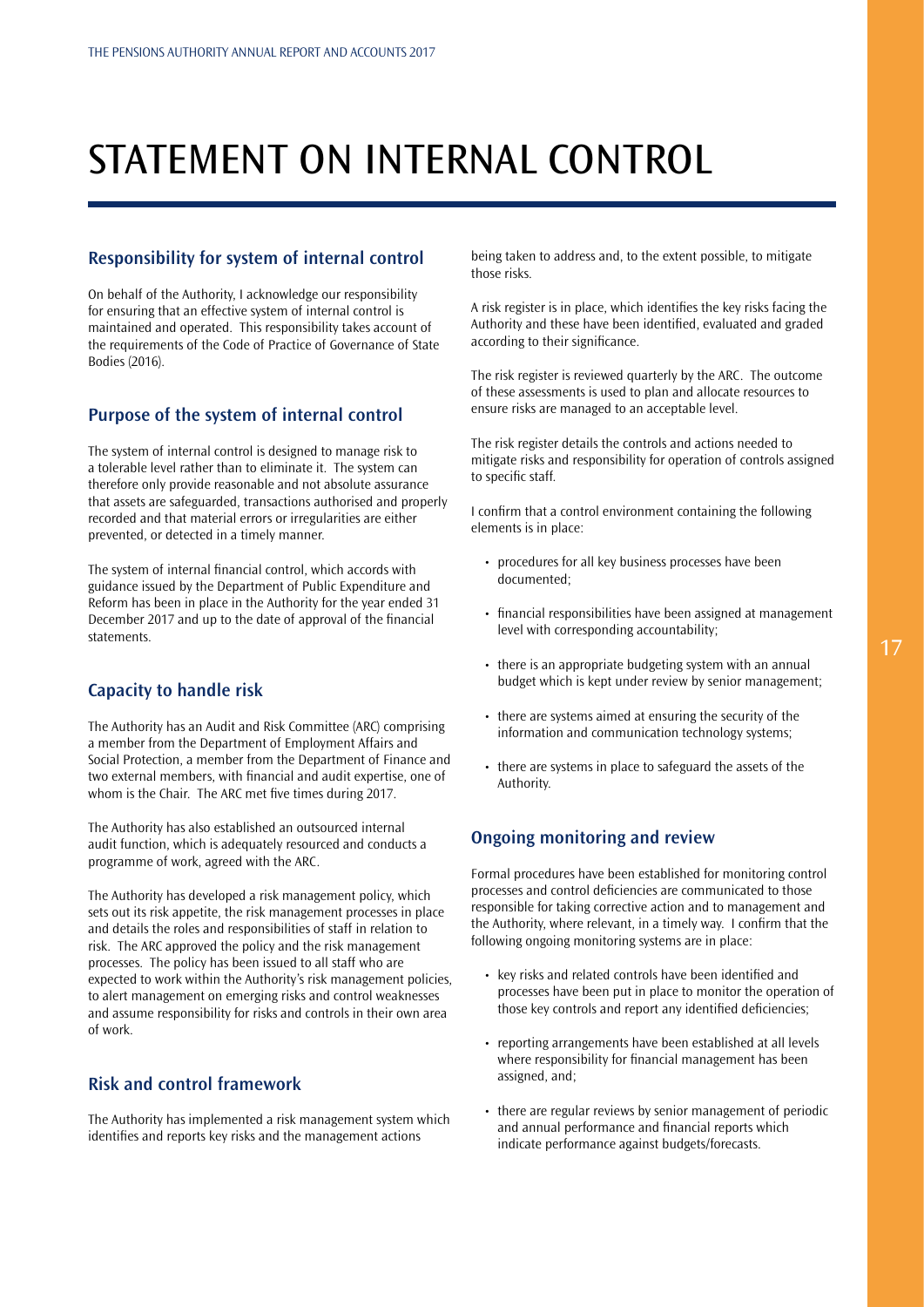# STATEMENT ON INTERNAL CONTROL

## Responsibility for system of internal control

On behalf of the Authority, I acknowledge our responsibility for ensuring that an effective system of internal control is maintained and operated. This responsibility takes account of the requirements of the Code of Practice of Governance of State Bodies (2016).

## Purpose of the system of internal control

The system of internal control is designed to manage risk to a tolerable level rather than to eliminate it. The system can therefore only provide reasonable and not absolute assurance that assets are safeguarded, transactions authorised and properly recorded and that material errors or irregularities are either prevented, or detected in a timely manner.

The system of internal financial control, which accords with guidance issued by the Department of Public Expenditure and Reform has been in place in the Authority for the year ended 31 December 2017 and up to the date of approval of the financial statements.

## Capacity to handle risk

The Authority has an Audit and Risk Committee (ARC) comprising a member from the Department of Employment Affairs and Social Protection, a member from the Department of Finance and two external members, with financial and audit expertise, one of whom is the Chair. The ARC met five times during 2017.

The Authority has also established an outsourced internal audit function, which is adequately resourced and conducts a programme of work, agreed with the ARC.

The Authority has developed a risk management policy, which sets out its risk appetite, the risk management processes in place and details the roles and responsibilities of staff in relation to risk. The ARC approved the policy and the risk management processes. The policy has been issued to all staff who are expected to work within the Authority's risk management policies, to alert management on emerging risks and control weaknesses and assume responsibility for risks and controls in their own area of work.

## Risk and control framework

The Authority has implemented a risk management system which identifies and reports key risks and the management actions being taken to address and, to the extent possible, to mitigate those risks.

A risk register is in place, which identifies the key risks facing the Authority and these have been identified, evaluated and graded according to their significance.

The risk register is reviewed quarterly by the ARC. The outcome of these assessments is used to plan and allocate resources to ensure risks are managed to an acceptable level.

The risk register details the controls and actions needed to mitigate risks and responsibility for operation of controls assigned to specific staff.

I confirm that a control environment containing the following elements is in place:

- procedures for all key business processes have been documented;
- financial responsibilities have been assigned at management level with corresponding accountability;
- there is an appropriate budgeting system with an annual budget which is kept under review by senior management;
- there are systems aimed at ensuring the security of the information and communication technology systems;
- there are systems in place to safeguard the assets of the Authority.

## Ongoing monitoring and review

Formal procedures have been established for monitoring control processes and control deficiencies are communicated to those responsible for taking corrective action and to management and the Authority, where relevant, in a timely way. I confirm that the following ongoing monitoring systems are in place:

- key risks and related controls have been identified and processes have been put in place to monitor the operation of those key controls and report any identified deficiencies;
- reporting arrangements have been established at all levels where responsibility for financial management has been assigned, and;
- there are regular reviews by senior management of periodic and annual performance and financial reports which indicate performance against budgets/forecasts.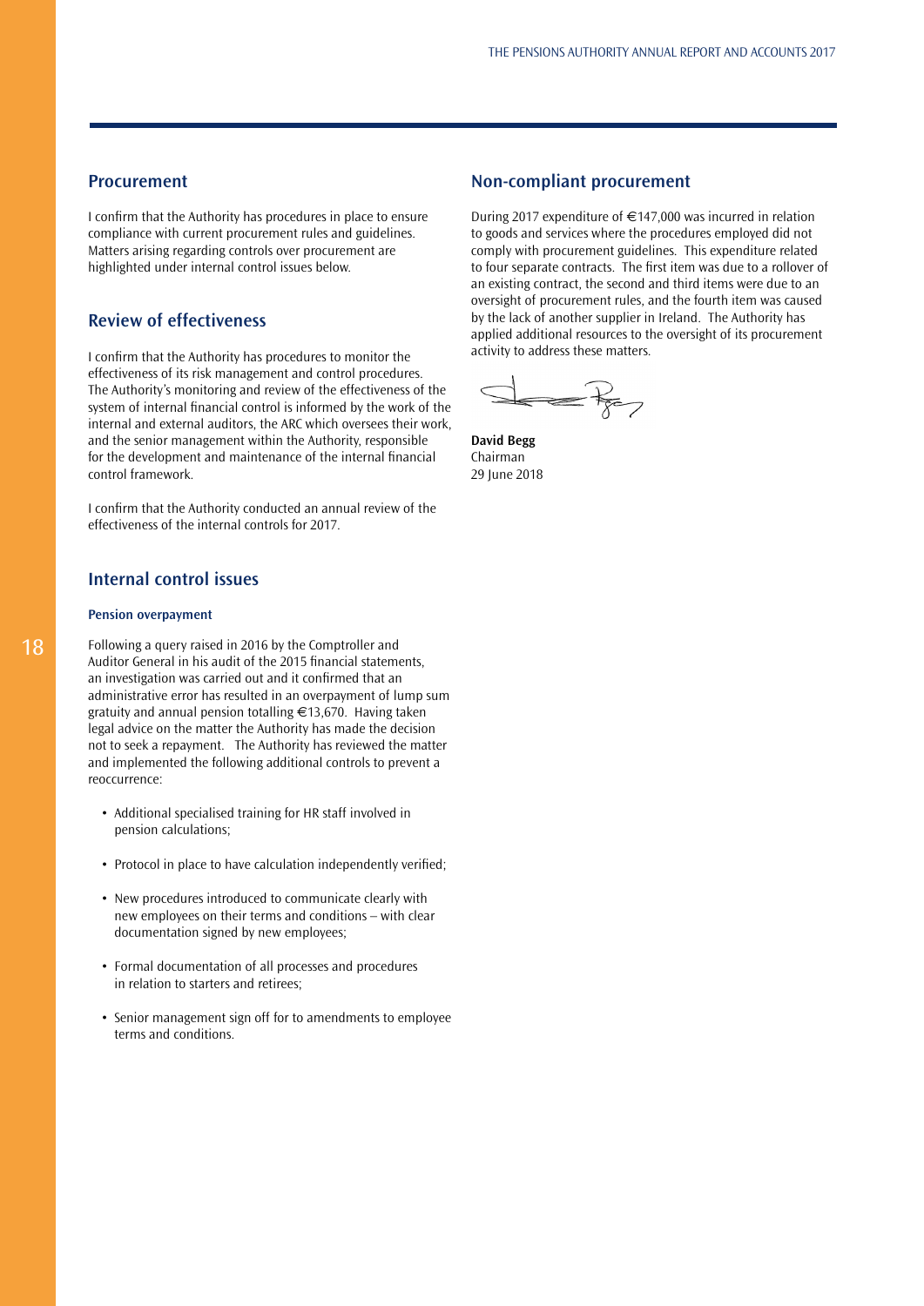## Procurement

I confirm that the Authority has procedures in place to ensure compliance with current procurement rules and guidelines. Matters arising regarding controls over procurement are highlighted under internal control issues below.

## Review of effectiveness

I confirm that the Authority has procedures to monitor the effectiveness of its risk management and control procedures. The Authority's monitoring and review of the effectiveness of the system of internal financial control is informed by the work of the internal and external auditors, the ARC which oversees their work, and the senior management within the Authority, responsible for the development and maintenance of the internal financial control framework.

I confirm that the Authority conducted an annual review of the effectiveness of the internal controls for 2017.

## Internal control issues

#### Pension overpayment

Following a query raised in 2016 by the Comptroller and Auditor General in his audit of the 2015 financial statements, an investigation was carried out and it confirmed that an administrative error has resulted in an overpayment of lump sum gratuity and annual pension totalling €13,670. Having taken legal advice on the matter the Authority has made the decision not to seek a repayment. The Authority has reviewed the matter and implemented the following additional controls to prevent a reoccurrence:

- Additional specialised training for HR staff involved in pension calculations;
- Protocol in place to have calculation independently verified;
- New procedures introduced to communicate clearly with new employees on their terms and conditions – with clear documentation signed by new employees;
- Formal documentation of all processes and procedures in relation to starters and retirees;
- Senior management sign off for to amendments to employee terms and conditions.

## Non-compliant procurement

During 2017 expenditure of €147,000 was incurred in relation to goods and services where the procedures employed did not comply with procurement guidelines. This expenditure related to four separate contracts. The first item was due to a rollover of an existing contract, the second and third items were due to an oversight of procurement rules, and the fourth item was caused by the lack of another supplier in Ireland. The Authority has applied additional resources to the oversight of its procurement activity to address these matters.

**David Begg**
Chairman
29 June 2018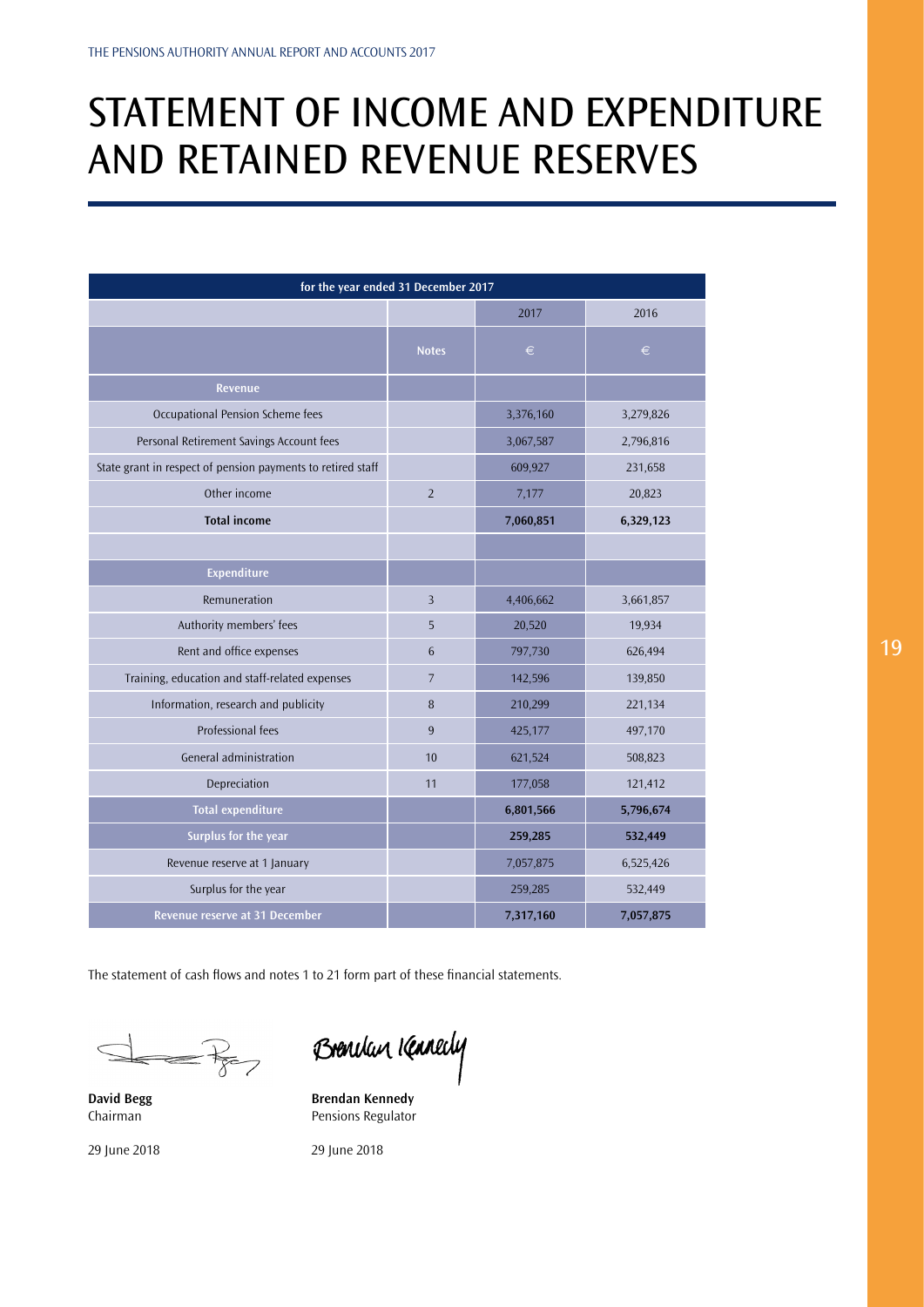# STATEMENT OF INCOME AND EXPENDITURE AND RETAINED REVENUE RESERVES

| for the year ended 31 December 2017 | | | |
|---|---|---|---|
| | | 2017 | 2016 |
| | Notes | € | € |
| **Revenue** | | | |
| Occupational Pension Scheme fees | | 3,376,160 | 3,279,826 |
| Personal Retirement Savings Account fees | | 3,067,587 | 2,796,816 |
| State grant in respect of pension payments to retired staff | | 609,927 | 231,658 |
| Other income | 2 | 7,177 | 20,823 |
| **Total income** | | **7,060,851** | **6,329,123** |
| | | | |
| **Expenditure** | | | |
| Remuneration | 3 | 4,406,662 | 3,661,857 |
| Authority members' fees | 5 | 20,520 | 19,934 |
| Rent and office expenses | 6 | 797,730 | 626,494 |
| Training, education and staff-related expenses | 7 | 142,596 | 139,850 |
| Information, research and publicity | 8 | 210,299 | 221,134 |
| Professional fees | 9 | 425,177 | 497,170 |
| General administration | 10 | 621,524 | 508,823 |
| Depreciation | 11 | 177,058 | 121,412 |
| **Total expenditure** | | **6,801,566** | **5,796,674** |
| **Surplus for the year** | | **259,285** | **532,449** |
| Revenue reserve at 1 January | | 7,057,875 | 6,525,426 |
| Surplus for the year | | 259,285 | 532,449 |
| **Revenue reserve at 31 December** | | **7,317,160** | **7,057,875** |

The statement of cash flows and notes 1 to 21 form part of these financial statements.

**David Begg**
Chairman

29 June 2018

**Brendan Kennedy**
Pensions Regulator

29 June 2018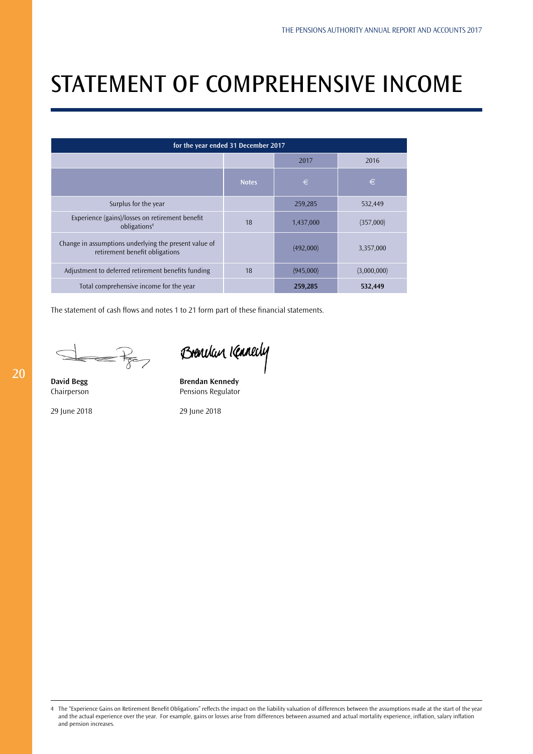# STATEMENT OF COMPREHENSIVE INCOME

| for the year ended 31 December 2017 | | | |
|---|---|---|---|
| | | 2017 | 2016 |
| | Notes | € | € |
| Surplus for the year | | 259,285 | 532,449 |
| Experience (gains)/losses on retirement benefit obligations[4] | 18 | 1,437,000 | (357,000) |
| Change in assumptions underlying the present value of retirement benefit obligations | | (492,000) | 3,357,000 |
| Adjustment to deferred retirement benefits funding | 18 | (945,000) | (3,000,000) |
| Total comprehensive income for the year | | **259,285** | **532,449** |

The statement of cash flows and notes 1 to 21 form part of these financial statements.

**David Begg**
Chairperson

29 June 2018

**Brendan Kennedy**
Pensions Regulator

29 June 2018

4 The "Experience Gains on Retirement Benefit Obligations" reflects the impact on the liability valuation of differences between the assumptions made at the start of the year and the actual experience over the year. For example, gains or losses arise from differences between assumed and actual mortality experience, inflation, salary inflation and pension increases.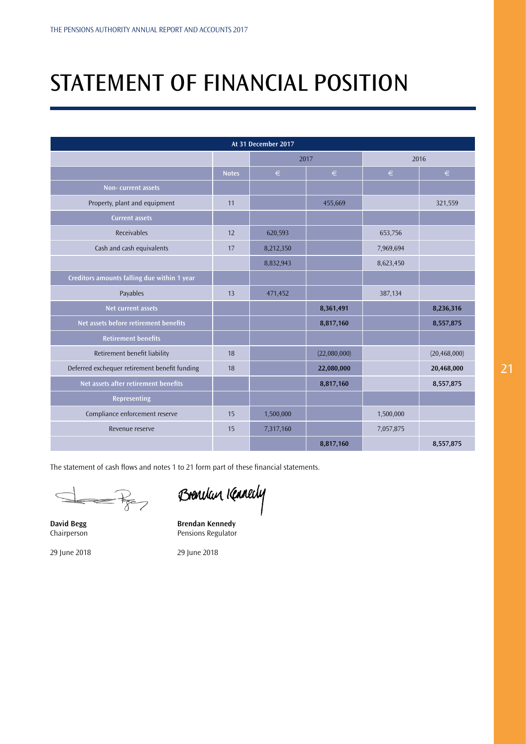# STATEMENT OF FINANCIAL POSITION

| At 31 December 2017 | | | | | |
|---|---|---|---|---|---|
| | | 2017 | | 2016 | |
| | Notes | € | € | € | € |
| **Non- current assets** | | | | | |
| Property, plant and equipment | 11 | | 455,669 | | 321,559 |
| **Current assets** | | | | | |
| Receivables | 12 | 620,593 | | 653,756 | |
| Cash and cash equivalents | 17 | 8,212,350 | | 7,969,694 | |
| | | 8,832,943 | | 8,623,450 | |
| **Creditors amounts falling due within 1 year** | | | | | |
| Payables | 13 | 471,452 | | 387,134 | |
| **Net current assets** | | | **8,361,491** | | **8,236,316** |
| **Net assets before retirement benefits** | | | **8,817,160** | | **8,557,875** |
| **Retirement benefits** | | | | | |
| Retirement benefit liability | 18 | | (22,080,000) | | (20,468,000) |
| Deferred exchequer retirement benefit funding | 18 | | **22,080,000** | | **20,468,000** |
| **Net assets after retirement benefits** | | | **8,817,160** | | **8,557,875** |
| **Representing** | | | | | |
| Compliance enforcement reserve | 15 | 1,500,000 | | 1,500,000 | |
| Revenue reserve | 15 | 7,317,160 | | 7,057,875 | |
| | | | **8,817,160** | | **8,557,875** |

The statement of cash flows and notes 1 to 21 form part of these financial statements.

**David Begg**
Chairperson

29 June 2018

**Brendan Kennedy**
Pensions Regulator

29 June 2018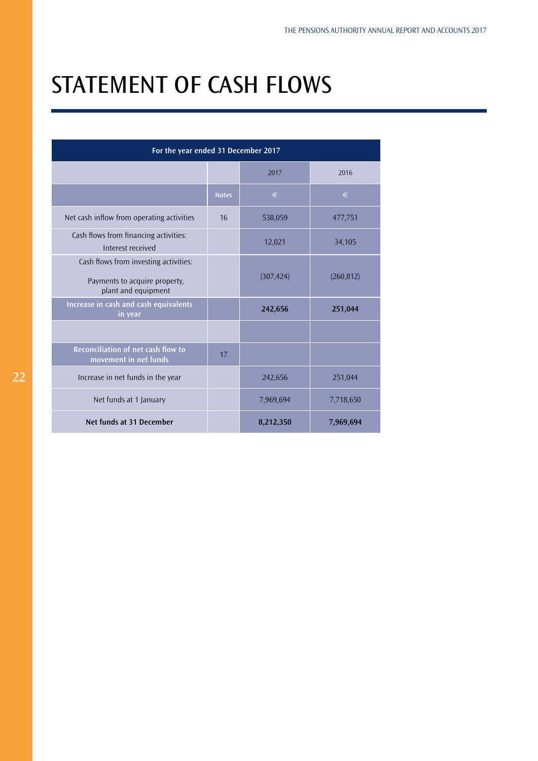# STATEMENT OF CASH FLOWS

| For the year ended 31 December 2017 | | | |
|---|---|---|---|
| | | 2017 | 2016 |
| | Notes | € | € |
| Net cash inflow from operating activities | 16 | 538,059 | 477,751 |
| Cash flows from financing activities: Interest received | | 12,021 | 34,105 |
| Cash flows from investing activities: Payments to acquire property, plant and equipment | | (307,424) | (260,812) |
| **Increase in cash and cash equivalents in year** | | **242,656** | **251,044** |
| | | | |
| **Reconciliation of net cash flow to movement in net funds** | 17 | | |
| Increase in net funds in the year | | 242,656 | 251,044 |
| Net funds at 1 January | | 7,969,694 | 7,718,650 |
| **Net funds at 31 December** | | **8,212,350** | **7,969,694** |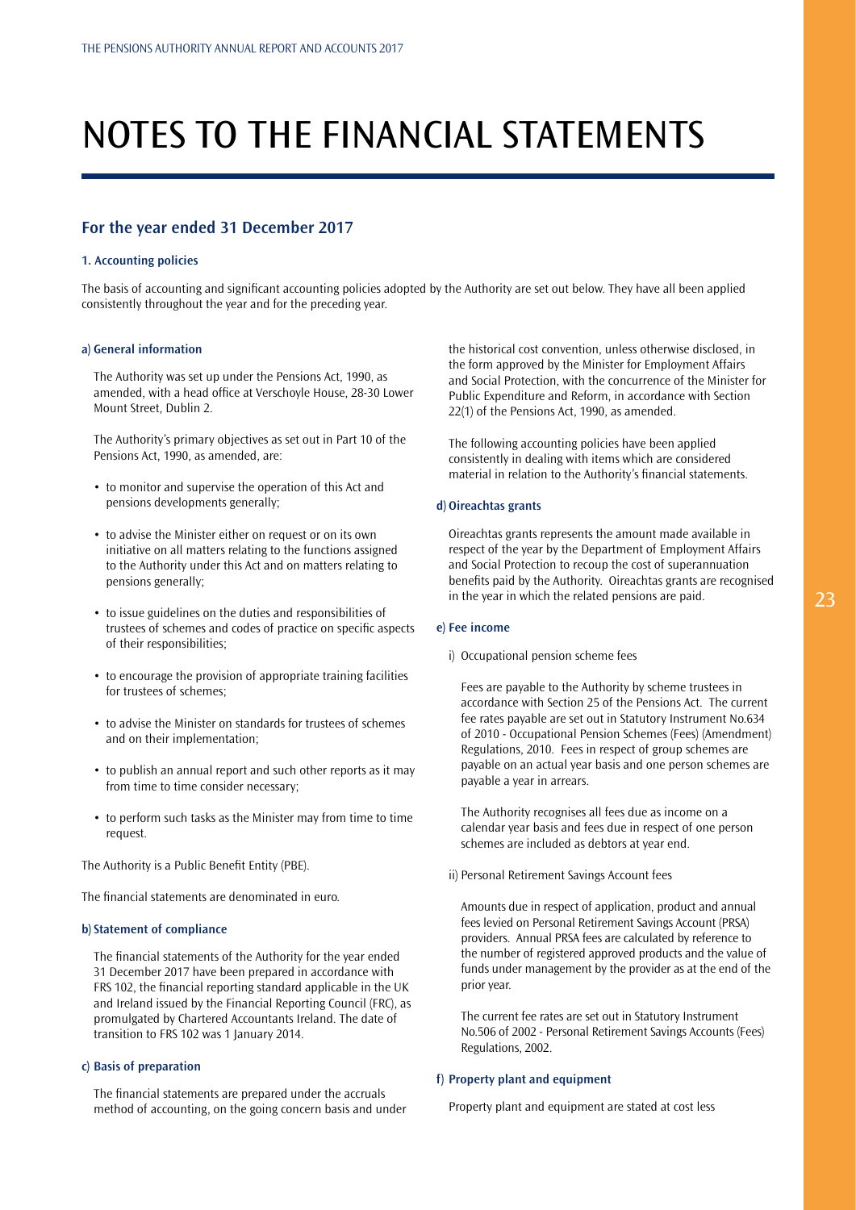# NOTES TO THE FINANCIAL STATEMENTS

## For the year ended 31 December 2017

### 1. Accounting policies

The basis of accounting and significant accounting policies adopted by the Authority are set out below. They have all been applied consistently throughout the year and for the preceding year.

#### a) General information

The Authority was set up under the Pensions Act, 1990, as amended, with a head office at Verschoyle House, 28-30 Lower Mount Street, Dublin 2.

The Authority's primary objectives as set out in Part 10 of the Pensions Act, 1990, as amended, are:

- to monitor and supervise the operation of this Act and pensions developments generally;
- to advise the Minister either on request or on its own initiative on all matters relating to the functions assigned to the Authority under this Act and on matters relating to pensions generally;
- to issue guidelines on the duties and responsibilities of trustees of schemes and codes of practice on specific aspects of their responsibilities;
- to encourage the provision of appropriate training facilities for trustees of schemes;
- to advise the Minister on standards for trustees of schemes and on their implementation;
- to publish an annual report and such other reports as it may from time to time consider necessary;
- to perform such tasks as the Minister may from time to time request.

The Authority is a Public Benefit Entity (PBE).

The financial statements are denominated in euro.

#### b) Statement of compliance

The financial statements of the Authority for the year ended 31 December 2017 have been prepared in accordance with FRS 102, the financial reporting standard applicable in the UK and Ireland issued by the Financial Reporting Council (FRC), as promulgated by Chartered Accountants Ireland. The date of transition to FRS 102 was 1 January 2014.

#### c) Basis of preparation

The financial statements are prepared under the accruals method of accounting, on the going concern basis and under the historical cost convention, unless otherwise disclosed, in the form approved by the Minister for Employment Affairs and Social Protection, with the concurrence of the Minister for Public Expenditure and Reform, in accordance with Section 22(1) of the Pensions Act, 1990, as amended.

The following accounting policies have been applied consistently in dealing with items which are considered material in relation to the Authority's financial statements.

#### d) Oireachtas grants

Oireachtas grants represents the amount made available in respect of the year by the Department of Employment Affairs and Social Protection to recoup the cost of superannuation benefits paid by the Authority. Oireachtas grants are recognised in the year in which the related pensions are paid.

#### e) Fee income

i) Occupational pension scheme fees

Fees are payable to the Authority by scheme trustees in accordance with Section 25 of the Pensions Act. The current fee rates payable are set out in Statutory Instrument No.634 of 2010 - Occupational Pension Schemes (Fees) (Amendment) Regulations, 2010. Fees in respect of group schemes are payable on an actual year basis and one person schemes are payable a year in arrears.

The Authority recognises all fees due as income on a calendar year basis and fees due in respect of one person schemes are included as debtors at year end.

ii) Personal Retirement Savings Account fees

Amounts due in respect of application, product and annual fees levied on Personal Retirement Savings Account (PRSA) providers. Annual PRSA fees are calculated by reference to the number of registered approved products and the value of funds under management by the provider as at the end of the prior year.

The current fee rates are set out in Statutory Instrument No.506 of 2002 - Personal Retirement Savings Accounts (Fees) Regulations, 2002.

#### f) Property plant and equipment

Property plant and equipment are stated at cost less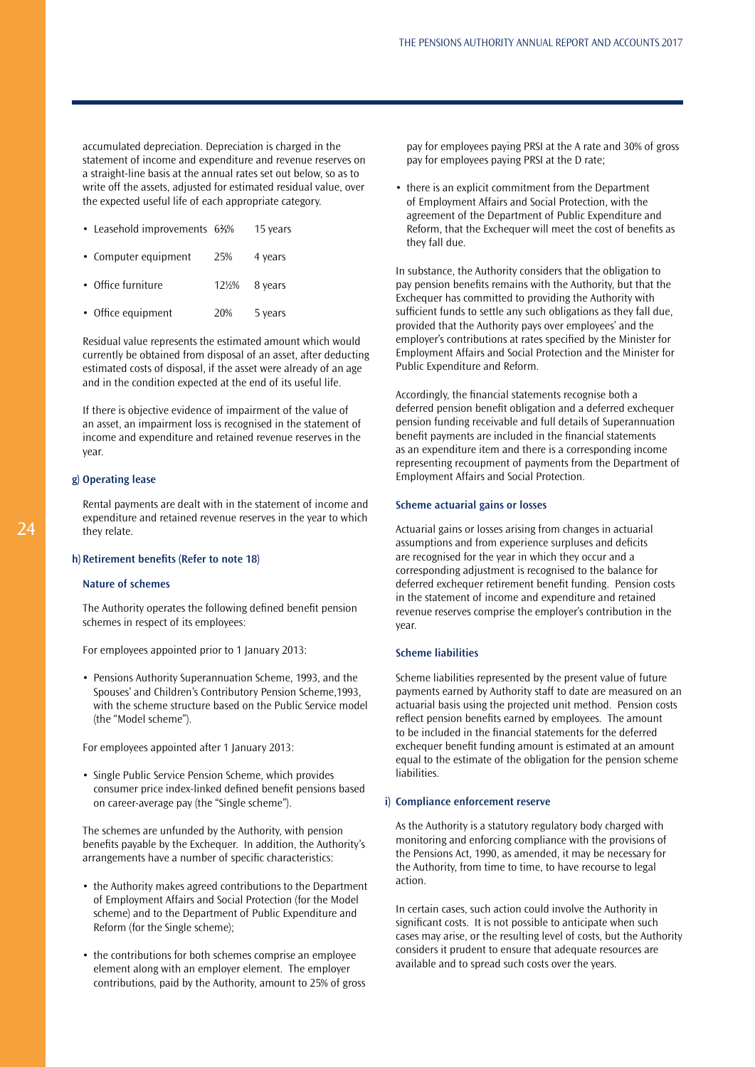accumulated depreciation. Depreciation is charged in the statement of income and expenditure and revenue reserves on a straight-line basis at the annual rates set out below, so as to write off the assets, adjusted for estimated residual value, over the expected useful life of each appropriate category.

| | | |
|---|---|---|
| • Leasehold improvements | 6⅔% | 15 years |
| • Computer equipment | 25% | 4 years |
| • Office furniture | 12½% | 8 years |
| • Office equipment | 20% | 5 years |

Residual value represents the estimated amount which would currently be obtained from disposal of an asset, after deducting estimated costs of disposal, if the asset were already of an age and in the condition expected at the end of its useful life.

If there is objective evidence of impairment of the value of an asset, an impairment loss is recognised in the statement of income and expenditure and retained revenue reserves in the year.

### g) Operating lease

Rental payments are dealt with in the statement of income and expenditure and retained revenue reserves in the year to which they relate.

### h) Retirement benefits (Refer to note 18)

#### Nature of schemes

The Authority operates the following defined benefit pension schemes in respect of its employees:

For employees appointed prior to 1 January 2013:

- Pensions Authority Superannuation Scheme, 1993, and the Spouses' and Children's Contributory Pension Scheme,1993, with the scheme structure based on the Public Service model (the "Model scheme").

For employees appointed after 1 January 2013:

- Single Public Service Pension Scheme, which provides consumer price index-linked defined benefit pensions based on career-average pay (the "Single scheme").

The schemes are unfunded by the Authority, with pension benefits payable by the Exchequer. In addition, the Authority's arrangements have a number of specific characteristics:

- the Authority makes agreed contributions to the Department of Employment Affairs and Social Protection (for the Model scheme) and to the Department of Public Expenditure and Reform (for the Single scheme);
- the contributions for both schemes comprise an employee element along with an employer element. The employer contributions, paid by the Authority, amount to 25% of gross pay for employees paying PRSI at the A rate and 30% of gross pay for employees paying PRSI at the D rate;
- there is an explicit commitment from the Department of Employment Affairs and Social Protection, with the agreement of the Department of Public Expenditure and Reform, that the Exchequer will meet the cost of benefits as they fall due.

In substance, the Authority considers that the obligation to pay pension benefits remains with the Authority, but that the Exchequer has committed to providing the Authority with sufficient funds to settle any such obligations as they fall due, provided that the Authority pays over employees' and the employer's contributions at rates specified by the Minister for Employment Affairs and Social Protection and the Minister for Public Expenditure and Reform.

Accordingly, the financial statements recognise both a deferred pension benefit obligation and a deferred exchequer pension funding receivable and full details of Superannuation benefit payments are included in the financial statements as an expenditure item and there is a corresponding income representing recoupment of payments from the Department of Employment Affairs and Social Protection.

#### Scheme actuarial gains or losses

Actuarial gains or losses arising from changes in actuarial assumptions and from experience surpluses and deficits are recognised for the year in which they occur and a corresponding adjustment is recognised to the balance for deferred exchequer retirement benefit funding. Pension costs in the statement of income and expenditure and retained revenue reserves comprise the employer's contribution in the year.

#### Scheme liabilities

Scheme liabilities represented by the present value of future payments earned by Authority staff to date are measured on an actuarial basis using the projected unit method. Pension costs reflect pension benefits earned by employees. The amount to be included in the financial statements for the deferred exchequer benefit funding amount is estimated at an amount equal to the estimate of the obligation for the pension scheme liabilities.

### i) Compliance enforcement reserve

As the Authority is a statutory regulatory body charged with monitoring and enforcing compliance with the provisions of the Pensions Act, 1990, as amended, it may be necessary for the Authority, from time to time, to have recourse to legal action.

In certain cases, such action could involve the Authority in significant costs. It is not possible to anticipate when such cases may arise, or the resulting level of costs, but the Authority considers it prudent to ensure that adequate resources are available and to spread such costs over the years.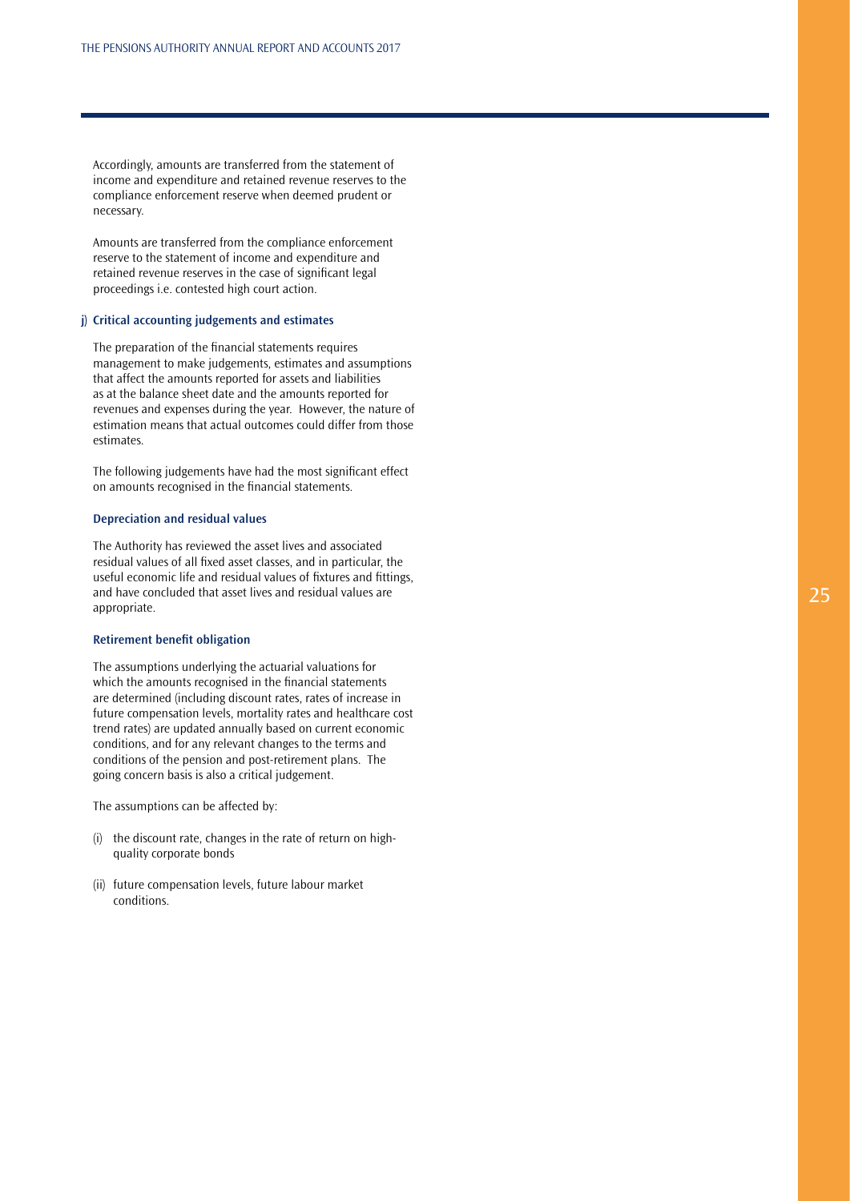Accordingly, amounts are transferred from the statement of income and expenditure and retained revenue reserves to the compliance enforcement reserve when deemed prudent or necessary.

Amounts are transferred from the compliance enforcement reserve to the statement of income and expenditure and retained revenue reserves in the case of significant legal proceedings i.e. contested high court action.

**j) Critical accounting judgements and estimates**

The preparation of the financial statements requires management to make judgements, estimates and assumptions that affect the amounts reported for assets and liabilities as at the balance sheet date and the amounts reported for revenues and expenses during the year. However, the nature of estimation means that actual outcomes could differ from those estimates.

The following judgements have had the most significant effect on amounts recognised in the financial statements.

**Depreciation and residual values**

The Authority has reviewed the asset lives and associated residual values of all fixed asset classes, and in particular, the useful economic life and residual values of fixtures and fittings, and have concluded that asset lives and residual values are appropriate.

**Retirement benefit obligation**

The assumptions underlying the actuarial valuations for which the amounts recognised in the financial statements are determined (including discount rates, rates of increase in future compensation levels, mortality rates and healthcare cost trend rates) are updated annually based on current economic conditions, and for any relevant changes to the terms and conditions of the pension and post-retirement plans. The going concern basis is also a critical judgement.

The assumptions can be affected by:

(i) the discount rate, changes in the rate of return on high-quality corporate bonds

(ii) future compensation levels, future labour market conditions.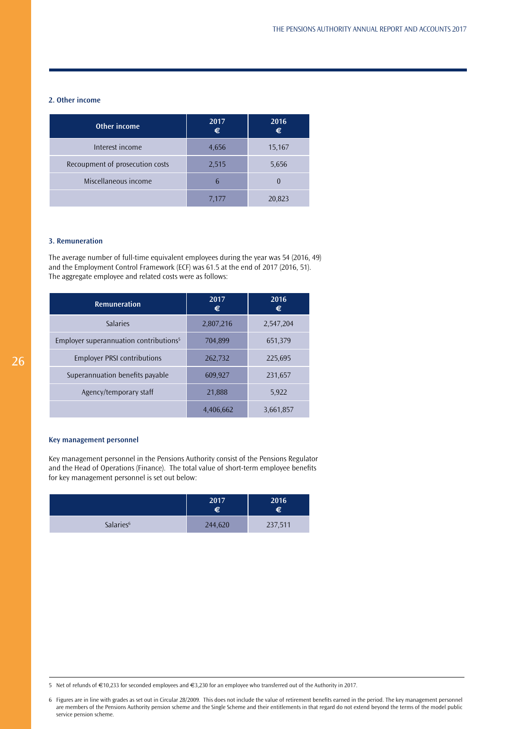## 2. Other income

| Other income | 2017 € | 2016 € |
|---|---|---|
| Interest income | 4,656 | 15,167 |
| Recoupment of prosecution costs | 2,515 | 5,656 |
| Miscellaneous income | 6 | 0 |
| | 7,177 | 20,823 |

## 3. Remuneration

The average number of full-time equivalent employees during the year was 54 (2016, 49) and the Employment Control Framework (ECF) was 61.5 at the end of 2017 (2016, 51). The aggregate employee and related costs were as follows:

| Remuneration | 2017 € | 2016 € |
|---|---|---|
| Salaries | 2,807,216 | 2,547,204 |
| Employer superannuation contributions[5] | 704,899 | 651,379 |
| Employer PRSI contributions | 262,732 | 225,695 |
| Superannuation benefits payable | 609,927 | 231,657 |
| Agency/temporary staff | 21,888 | 5,922 |
| | 4,406,662 | 3,661,857 |

### Key management personnel

Key management personnel in the Pensions Authority consist of the Pensions Regulator and the Head of Operations (Finance). The total value of short-term employee benefits for key management personnel is set out below:

| | 2017 € | 2016 € |
|---|---|---|
| Salaries[6] | 244,620 | 237,511 |

---

5 Net of refunds of €10,233 for seconded employees and €3,230 for an employee who transferred out of the Authority in 2017.

6 Figures are in line with grades as set out in Circular 28/2009. This does not include the value of retirement benefits earned in the period. The key management personnel are members of the Pensions Authority pension scheme and the Single Scheme and their entitlements in that regard do not extend beyond the terms of the model public service pension scheme.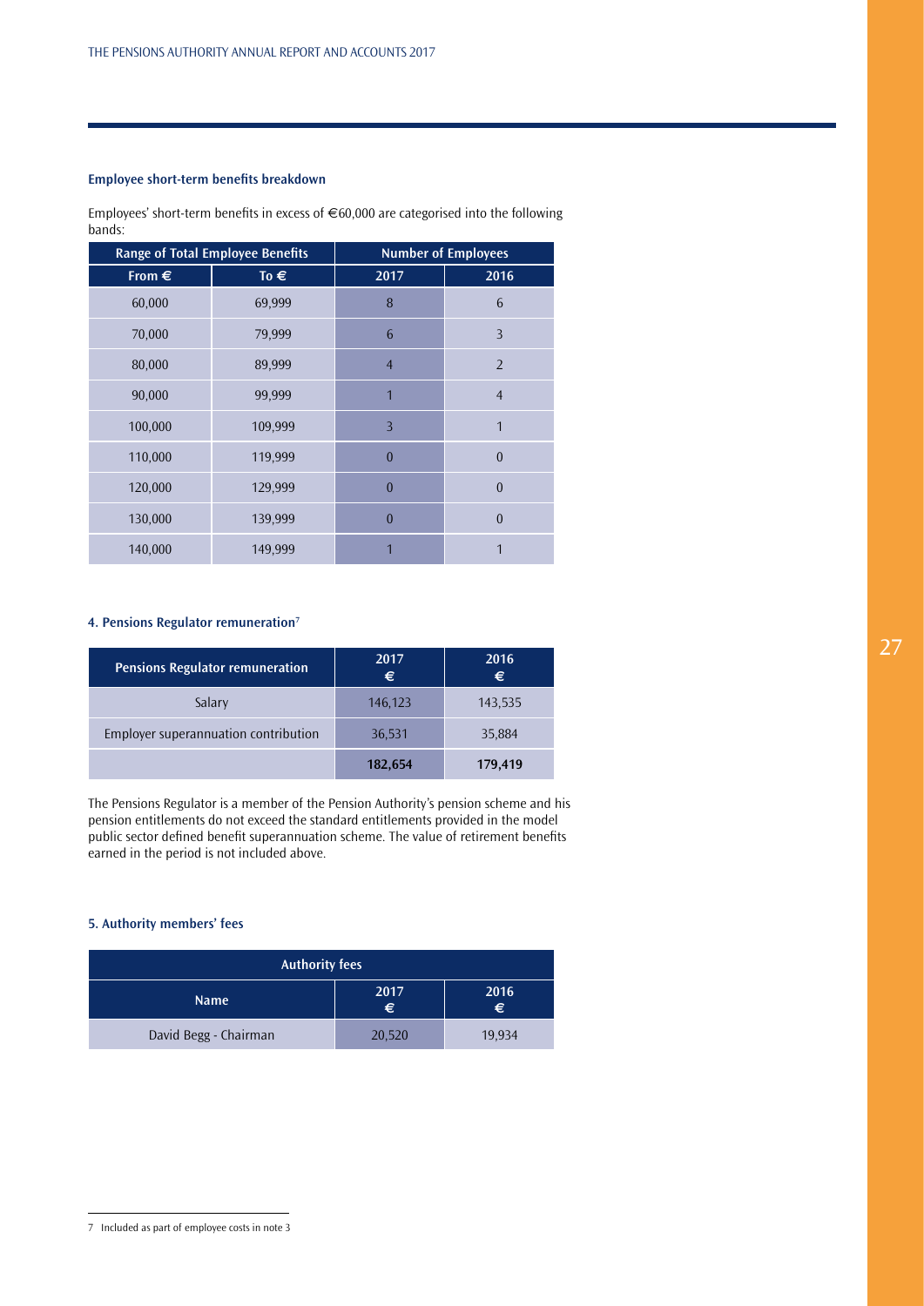### Employee short-term benefits breakdown

Employees' short-term benefits in excess of €60,000 are categorised into the following bands:

| Range of Total Employee Benefits | | Number of Employees | |
|---|---|---|---|
| From € | To € | 2017 | 2016 |
| 60,000 | 69,999 | 8 | 6 |
| 70,000 | 79,999 | 6 | 3 |
| 80,000 | 89,999 | 4 | 2 |
| 90,000 | 99,999 | 1 | 4 |
| 100,000 | 109,999 | 3 | 1 |
| 110,000 | 119,999 | 0 | 0 |
| 120,000 | 129,999 | 0 | 0 |
| 130,000 | 139,999 | 0 | 0 |
| 140,000 | 149,999 | 1 | 1 |

### 4. Pensions Regulator remuneration[7]

| Pensions Regulator remuneration | 2017 € | 2016 € |
|---|---|---|
| Salary | 146,123 | 143,535 |
| Employer superannuation contribution | 36,531 | 35,884 |
| | **182,654** | **179,419** |

The Pensions Regulator is a member of the Pension Authority's pension scheme and his pension entitlements do not exceed the standard entitlements provided in the model public sector defined benefit superannuation scheme. The value of retirement benefits earned in the period is not included above.

### 5. Authority members' fees

| Authority fees | | |
|---|---|---|
| Name | 2017 € | 2016 € |
| David Begg - Chairman | 20,520 | 19,934 |

7 Included as part of employee costs in note 3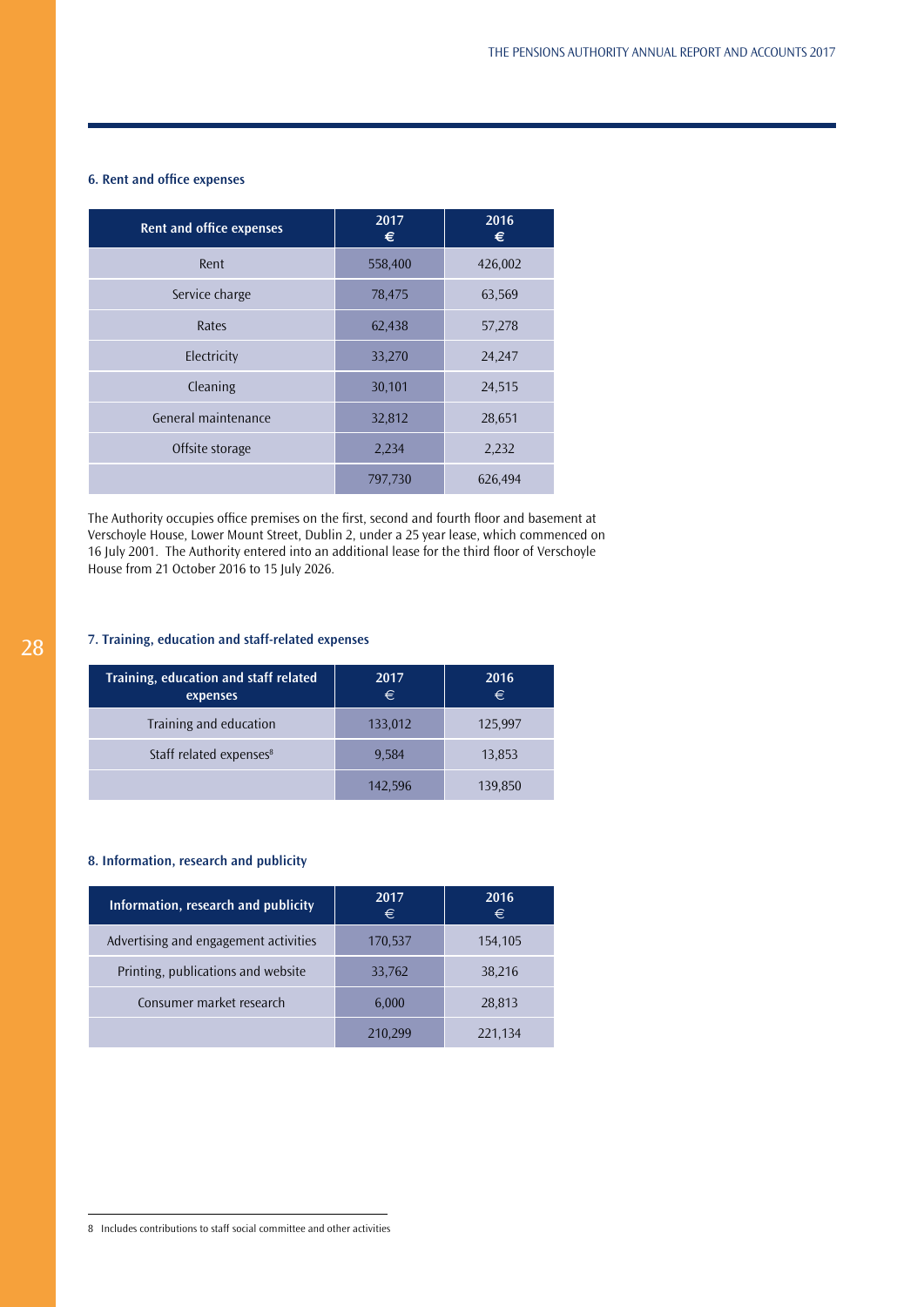### 6. Rent and office expenses

| Rent and office expenses | 2017 € | 2016 € |
|---|---|---|
| Rent | 558,400 | 426,002 |
| Service charge | 78,475 | 63,569 |
| Rates | 62,438 | 57,278 |
| Electricity | 33,270 | 24,247 |
| Cleaning | 30,101 | 24,515 |
| General maintenance | 32,812 | 28,651 |
| Offsite storage | 2,234 | 2,232 |
| | 797,730 | 626,494 |

The Authority occupies office premises on the first, second and fourth floor and basement at Verschoyle House, Lower Mount Street, Dublin 2, under a 25 year lease, which commenced on 16 July 2001. The Authority entered into an additional lease for the third floor of Verschoyle House from 21 October 2016 to 15 July 2026.

### 7. Training, education and staff-related expenses

| Training, education and staff related expenses | 2017 € | 2016 € |
|---|---|---|
| Training and education | 133,012 | 125,997 |
| Staff related expenses[8] | 9,584 | 13,853 |
| | 142,596 | 139,850 |

### 8. Information, research and publicity

| Information, research and publicity | 2017 € | 2016 € |
|---|---|---|
| Advertising and engagement activities | 170,537 | 154,105 |
| Printing, publications and website | 33,762 | 38,216 |
| Consumer market research | 6,000 | 28,813 |
| | 210,299 | 221,134 |

8 Includes contributions to staff social committee and other activities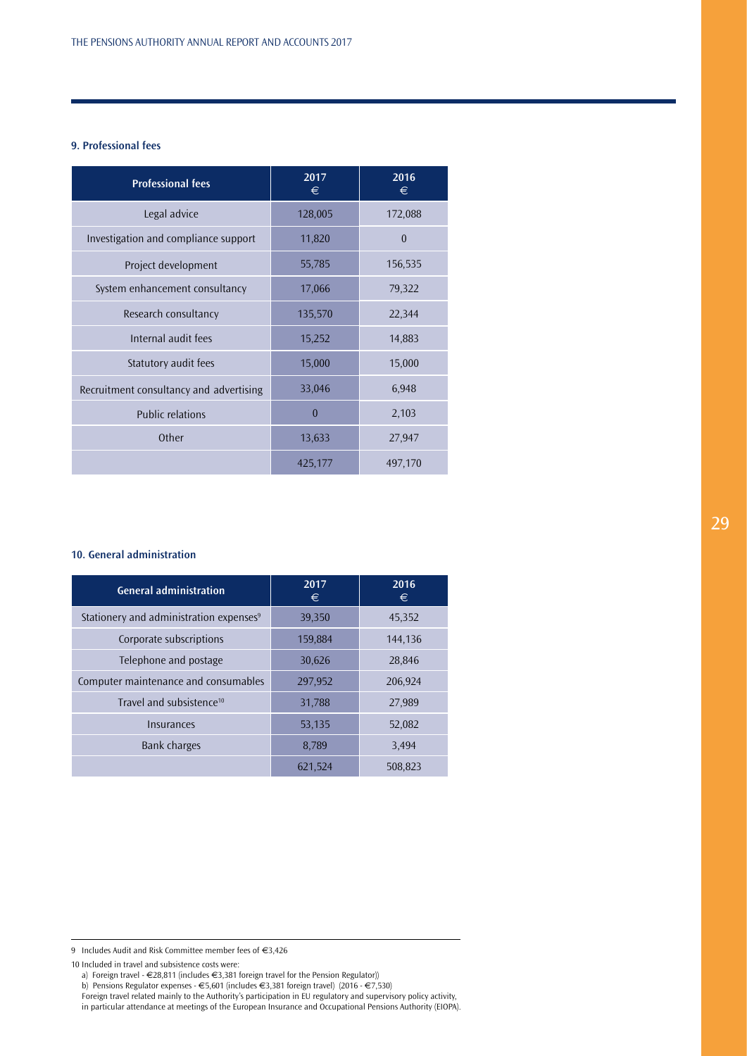### 9. Professional fees

| Professional fees | 2017 € | 2016 € |
|---|---|---|
| Legal advice | 128,005 | 172,088 |
| Investigation and compliance support | 11,820 | 0 |
| Project development | 55,785 | 156,535 |
| System enhancement consultancy | 17,066 | 79,322 |
| Research consultancy | 135,570 | 22,344 |
| Internal audit fees | 15,252 | 14,883 |
| Statutory audit fees | 15,000 | 15,000 |
| Recruitment consultancy and advertising | 33,046 | 6,948 |
| Public relations | 0 | 2,103 |
| Other | 13,633 | 27,947 |
| | 425,177 | 497,170 |

### 10. General administration

| General administration | 2017 € | 2016 € |
|---|---|---|
| Stationery and administration expenses[9] | 39,350 | 45,352 |
| Corporate subscriptions | 159,884 | 144,136 |
| Telephone and postage | 30,626 | 28,846 |
| Computer maintenance and consumables | 297,952 | 206,924 |
| Travel and subsistence[10] | 31,788 | 27,989 |
| Insurances | 53,135 | 52,082 |
| Bank charges | 8,789 | 3,494 |
| | 621,524 | 508,823 |

9 Includes Audit and Risk Committee member fees of €3,426

10 Included in travel and subsistence costs were:
a) Foreign travel - €28,811 (includes €3,381 foreign travel for the Pension Regulator))
b) Pensions Regulator expenses - €5,601 (includes €3,381 foreign travel) (2016 - €7,530)
Foreign travel related mainly to the Authority's participation in EU regulatory and supervisory policy activity, in particular attendance at meetings of the European Insurance and Occupational Pensions Authority (EIOPA).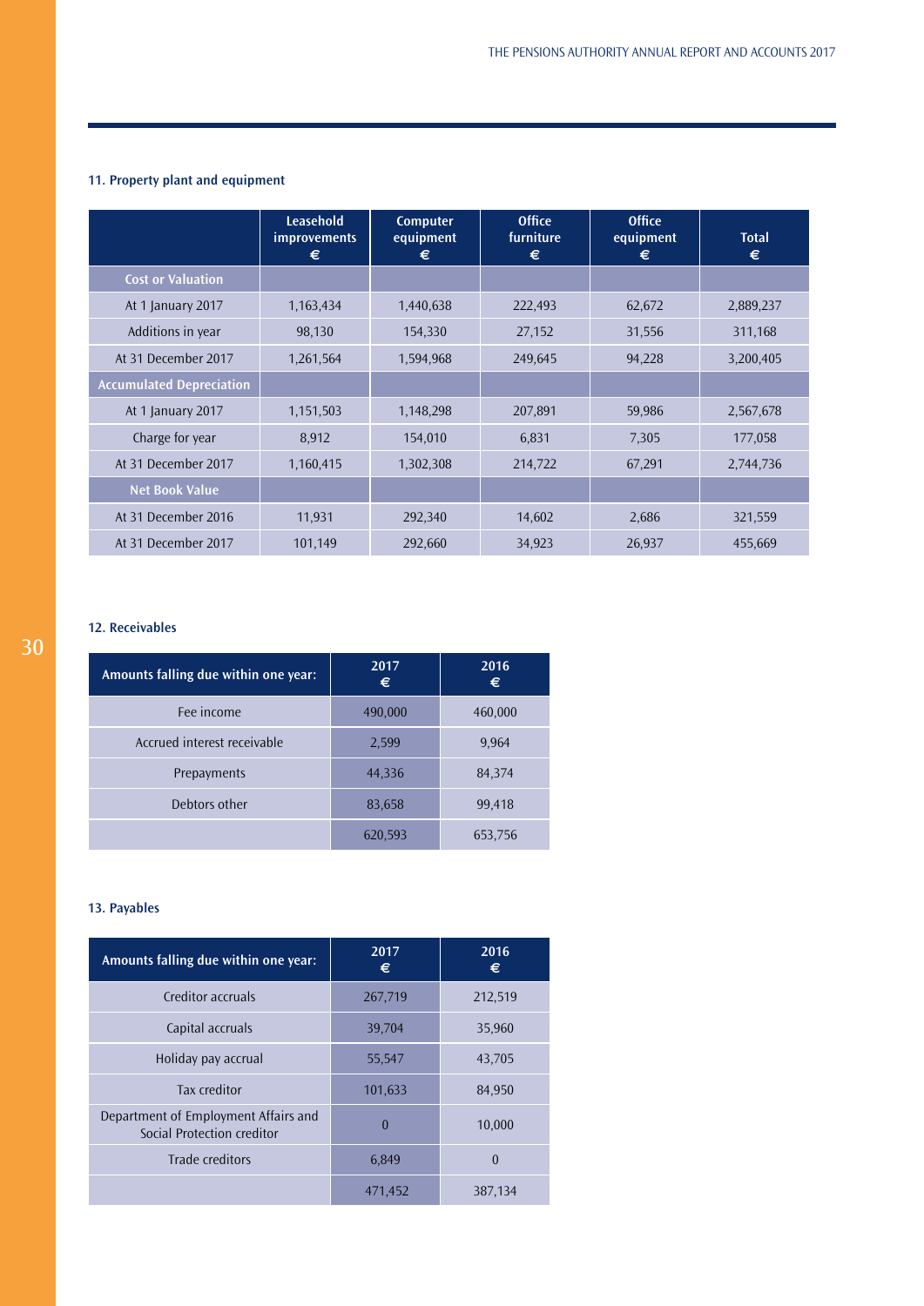## 11. Property plant and equipment

| | Leasehold improvements € | Computer equipment € | Office furniture € | Office equipment € | Total € |
|---|---|---|---|---|---|
| **Cost or Valuation** | | | | | |
| At 1 January 2017 | 1,163,434 | 1,440,638 | 222,493 | 62,672 | 2,889,237 |
| Additions in year | 98,130 | 154,330 | 27,152 | 31,556 | 311,168 |
| At 31 December 2017 | 1,261,564 | 1,594,968 | 249,645 | 94,228 | 3,200,405 |
| **Accumulated Depreciation** | | | | | |
| At 1 January 2017 | 1,151,503 | 1,148,298 | 207,891 | 59,986 | 2,567,678 |
| Charge for year | 8,912 | 154,010 | 6,831 | 7,305 | 177,058 |
| At 31 December 2017 | 1,160,415 | 1,302,308 | 214,722 | 67,291 | 2,744,736 |
| **Net Book Value** | | | | | |
| At 31 December 2016 | 11,931 | 292,340 | 14,602 | 2,686 | 321,559 |
| At 31 December 2017 | 101,149 | 292,660 | 34,923 | 26,937 | 455,669 |

## 12. Receivables

| Amounts falling due within one year: | 2017 € | 2016 € |
|---|---|---|
| Fee income | 490,000 | 460,000 |
| Accrued interest receivable | 2,599 | 9,964 |
| Prepayments | 44,336 | 84,374 |
| Debtors other | 83,658 | 99,418 |
| | 620,593 | 653,756 |

## 13. Payables

| Amounts falling due within one year: | 2017 € | 2016 € |
|---|---|---|
| Creditor accruals | 267,719 | 212,519 |
| Capital accruals | 39,704 | 35,960 |
| Holiday pay accrual | 55,547 | 43,705 |
| Tax creditor | 101,633 | 84,950 |
| Department of Employment Affairs and Social Protection creditor | 0 | 10,000 |
| Trade creditors | 6,849 | 0 |
| | 471,452 | 387,134 |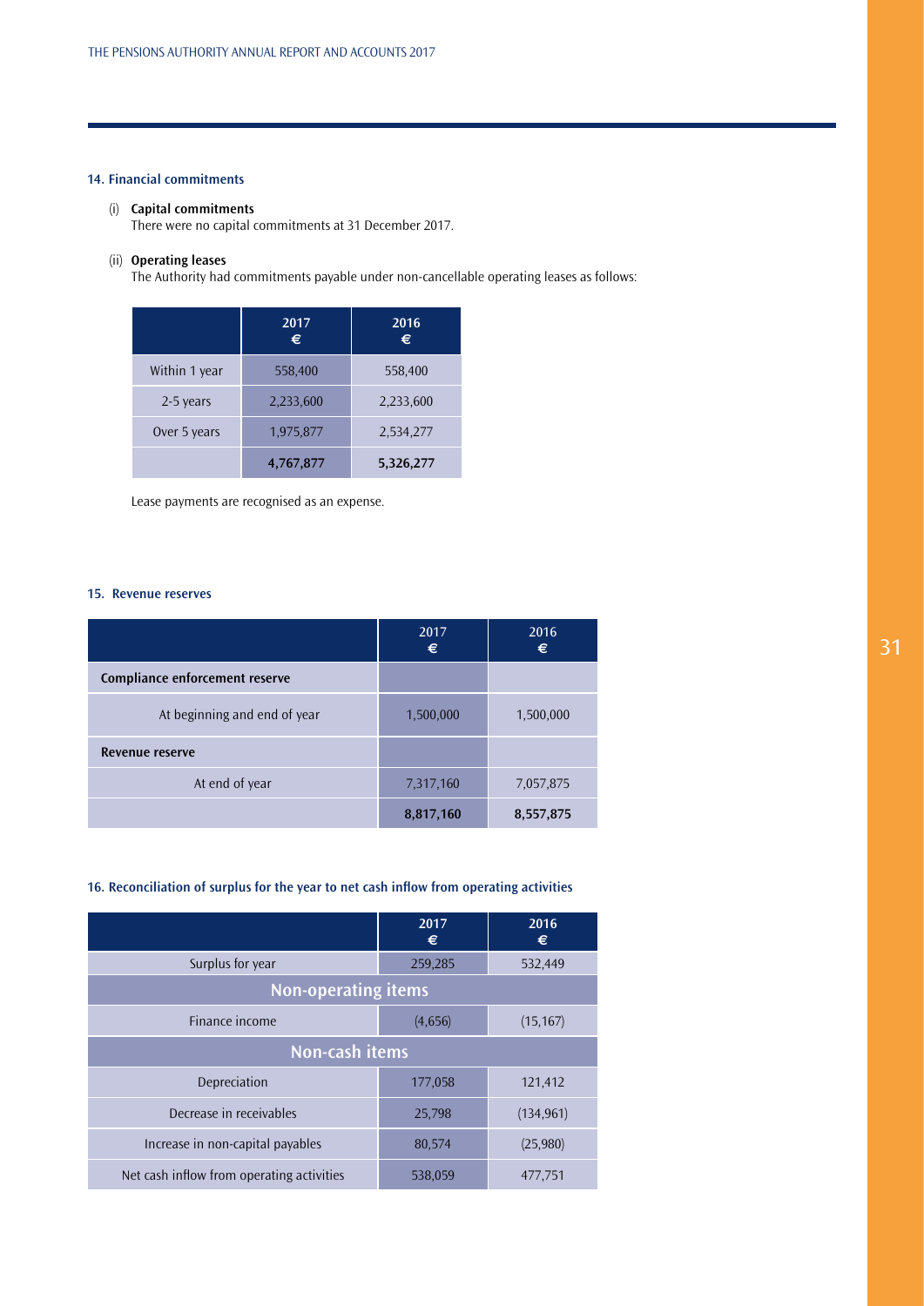## 14. Financial commitments

(i) **Capital commitments**
There were no capital commitments at 31 December 2017.

(ii) **Operating leases**
The Authority had commitments payable under non-cancellable operating leases as follows:

| | 2017 € | 2016 € |
|---|---|---|
| Within 1 year | 558,400 | 558,400 |
| 2-5 years | 2,233,600 | 2,233,600 |
| Over 5 years | 1,975,877 | 2,534,277 |
| | **4,767,877** | **5,326,277** |

Lease payments are recognised as an expense.

## 15. Revenue reserves

| | 2017 € | 2016 € |
|---|---|---|
| **Compliance enforcement reserve** | | |
| At beginning and end of year | 1,500,000 | 1,500,000 |
| **Revenue reserve** | | |
| At end of year | 7,317,160 | 7,057,875 |
| | **8,817,160** | **8,557,875** |

## 16. Reconciliation of surplus for the year to net cash inflow from operating activities

| | 2017 € | 2016 € |
|---|---|---|
| Surplus for year | 259,285 | 532,449 |
| **Non-operating items** | | |
| Finance income | (4,656) | (15,167) |
| **Non-cash items** | | |
| Depreciation | 177,058 | 121,412 |
| Decrease in receivables | 25,798 | (134,961) |
| Increase in non-capital payables | 80,574 | (25,980) |
| Net cash inflow from operating activities | 538,059 | 477,751 |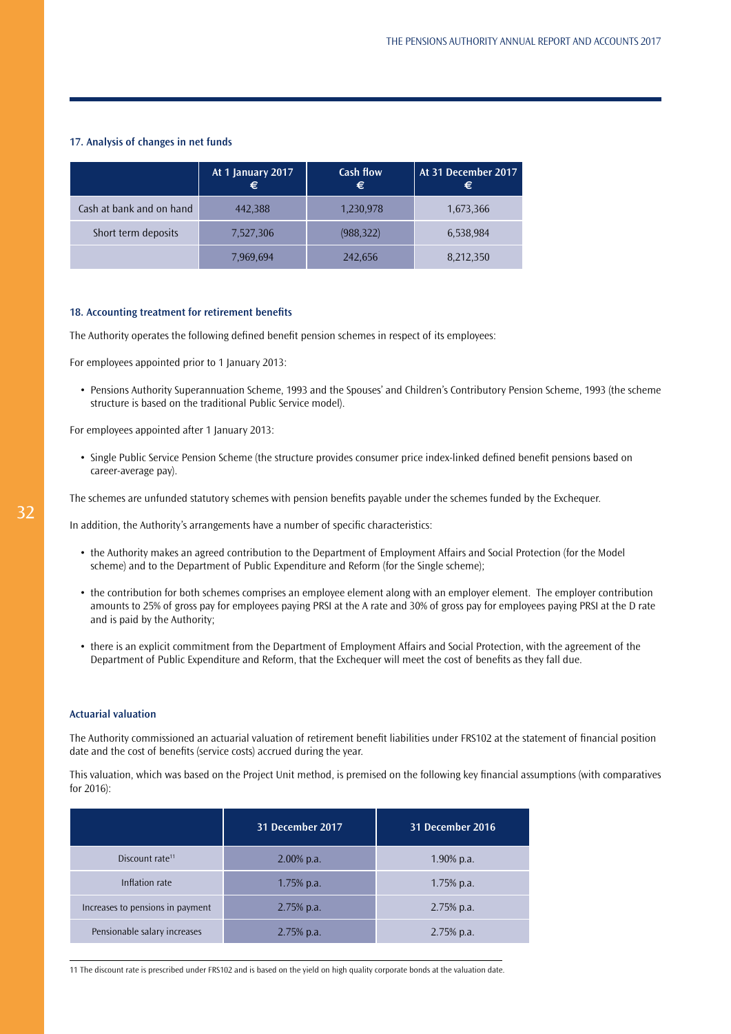### 17. Analysis of changes in net funds

| | At 1 January 2017 € | Cash flow € | At 31 December 2017 € |
|---|---|---|---|
| Cash at bank and on hand | 442,388 | 1,230,978 | 1,673,366 |
| Short term deposits | 7,527,306 | (988,322) | 6,538,984 |
| | 7,969,694 | 242,656 | 8,212,350 |

### 18. Accounting treatment for retirement benefits

The Authority operates the following defined benefit pension schemes in respect of its employees:

For employees appointed prior to 1 January 2013:

- Pensions Authority Superannuation Scheme, 1993 and the Spouses' and Children's Contributory Pension Scheme, 1993 (the scheme structure is based on the traditional Public Service model).

For employees appointed after 1 January 2013:

- Single Public Service Pension Scheme (the structure provides consumer price index-linked defined benefit pensions based on career-average pay).

The schemes are unfunded statutory schemes with pension benefits payable under the schemes funded by the Exchequer.

In addition, the Authority's arrangements have a number of specific characteristics:

- the Authority makes an agreed contribution to the Department of Employment Affairs and Social Protection (for the Model scheme) and to the Department of Public Expenditure and Reform (for the Single scheme);
- the contribution for both schemes comprises an employee element along with an employer element. The employer contribution amounts to 25% of gross pay for employees paying PRSI at the A rate and 30% of gross pay for employees paying PRSI at the D rate and is paid by the Authority;
- there is an explicit commitment from the Department of Employment Affairs and Social Protection, with the agreement of the Department of Public Expenditure and Reform, that the Exchequer will meet the cost of benefits as they fall due.

#### Actuarial valuation

The Authority commissioned an actuarial valuation of retirement benefit liabilities under FRS102 at the statement of financial position date and the cost of benefits (service costs) accrued during the year.

This valuation, which was based on the Project Unit method, is premised on the following key financial assumptions (with comparatives for 2016):

| | 31 December 2017 | 31 December 2016 |
|---|---|---|
| Discount rate[11] | 2.00% p.a. | 1.90% p.a. |
| Inflation rate | 1.75% p.a. | 1.75% p.a. |
| Increases to pensions in payment | 2.75% p.a. | 2.75% p.a. |
| Pensionable salary increases | 2.75% p.a. | 2.75% p.a. |

11 The discount rate is prescribed under FRS102 and is based on the yield on high quality corporate bonds at the valuation date.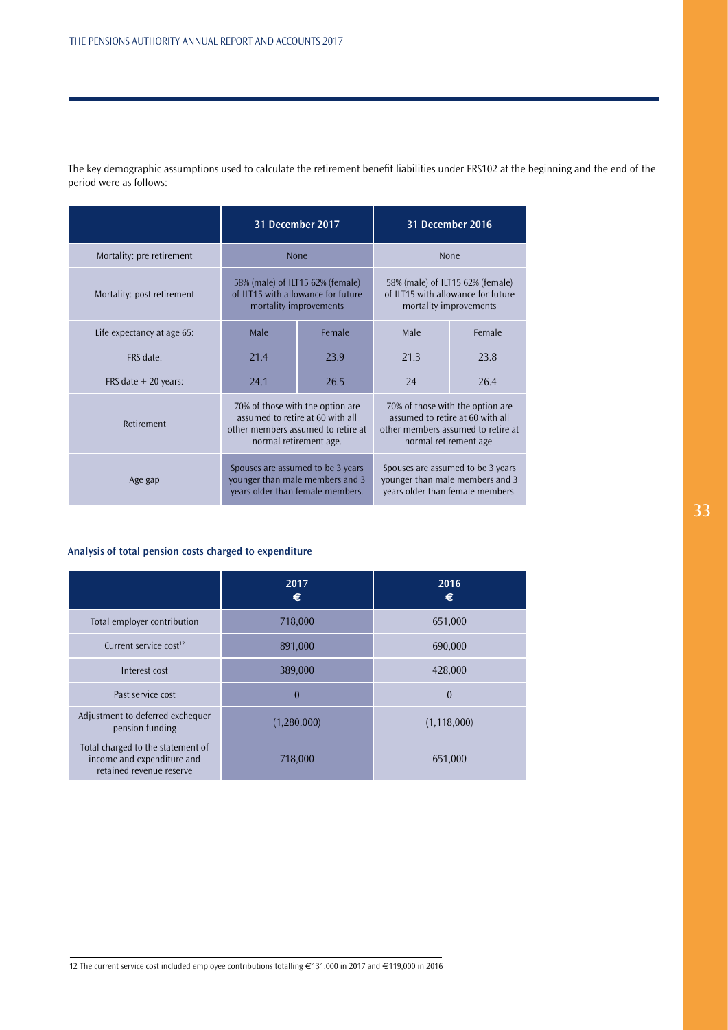The key demographic assumptions used to calculate the retirement benefit liabilities under FRS102 at the beginning and the end of the period were as follows:

| | 31 December 2017 | | 31 December 2016 | |
|---|---|---|---|---|
| Mortality: pre retirement | None | | None | |
| Mortality: post retirement | 58% (male) of ILT15 62% (female) of ILT15 with allowance for future mortality improvements | | 58% (male) of ILT15 62% (female) of ILT15 with allowance for future mortality improvements | |
| Life expectancy at age 65: | Male | Female | Male | Female |
| FRS date: | 21.4 | 23.9 | 21.3 | 23.8 |
| FRS date + 20 years: | 24.1 | 26.5 | 24 | 26.4 |
| Retirement | 70% of those with the option are assumed to retire at 60 with all other members assumed to retire at normal retirement age. | | 70% of those with the option are assumed to retire at 60 with all other members assumed to retire at normal retirement age. | |
| Age gap | Spouses are assumed to be 3 years younger than male members and 3 years older than female members. | | Spouses are assumed to be 3 years younger than male members and 3 years older than female members. | |

### Analysis of total pension costs charged to expenditure

| | 2017 € | 2016 € |
|---|---|---|
| Total employer contribution | 718,000 | 651,000 |
| Current service cost[12] | 891,000 | 690,000 |
| Interest cost | 389,000 | 428,000 |
| Past service cost | 0 | 0 |
| Adjustment to deferred exchequer pension funding | (1,280,000) | (1,118,000) |
| Total charged to the statement of income and expenditure and retained revenue reserve | 718,000 | 651,000 |

12 The current service cost included employee contributions totalling €131,000 in 2017 and €119,000 in 2016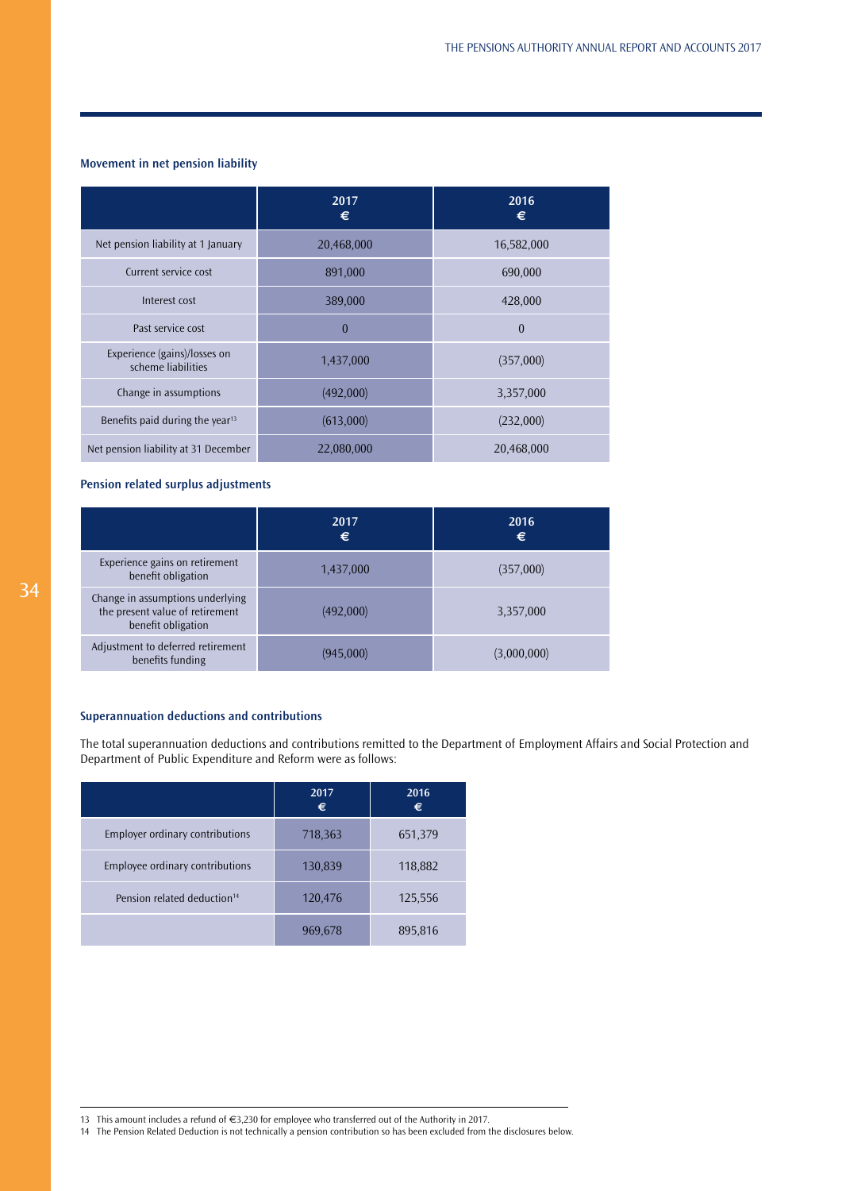### Movement in net pension liability

| | 2017 € | 2016 € |
|---|---|---|
| Net pension liability at 1 January | 20,468,000 | 16,582,000 |
| Current service cost | 891,000 | 690,000 |
| Interest cost | 389,000 | 428,000 |
| Past service cost | 0 | 0 |
| Experience (gains)/losses on scheme liabilities | 1,437,000 | (357,000) |
| Change in assumptions | (492,000) | 3,357,000 |
| Benefits paid during the year[13] | (613,000) | (232,000) |
| Net pension liability at 31 December | 22,080,000 | 20,468,000 |

### Pension related surplus adjustments

| | 2017 € | 2016 € |
|---|---|---|
| Experience gains on retirement benefit obligation | 1,437,000 | (357,000) |
| Change in assumptions underlying the present value of retirement benefit obligation | (492,000) | 3,357,000 |
| Adjustment to deferred retirement benefits funding | (945,000) | (3,000,000) |

### Superannuation deductions and contributions

The total superannuation deductions and contributions remitted to the Department of Employment Affairs and Social Protection and Department of Public Expenditure and Reform were as follows:

| | 2017 € | 2016 € |
|---|---|---|
| Employer ordinary contributions | 718,363 | 651,379 |
| Employee ordinary contributions | 130,839 | 118,882 |
| Pension related deduction[14] | 120,476 | 125,556 |
| | 969,678 | 895,816 |

---

13 This amount includes a refund of €3,230 for employee who transferred out of the Authority in 2017.

14 The Pension Related Deduction is not technically a pension contribution so has been excluded from the disclosures below.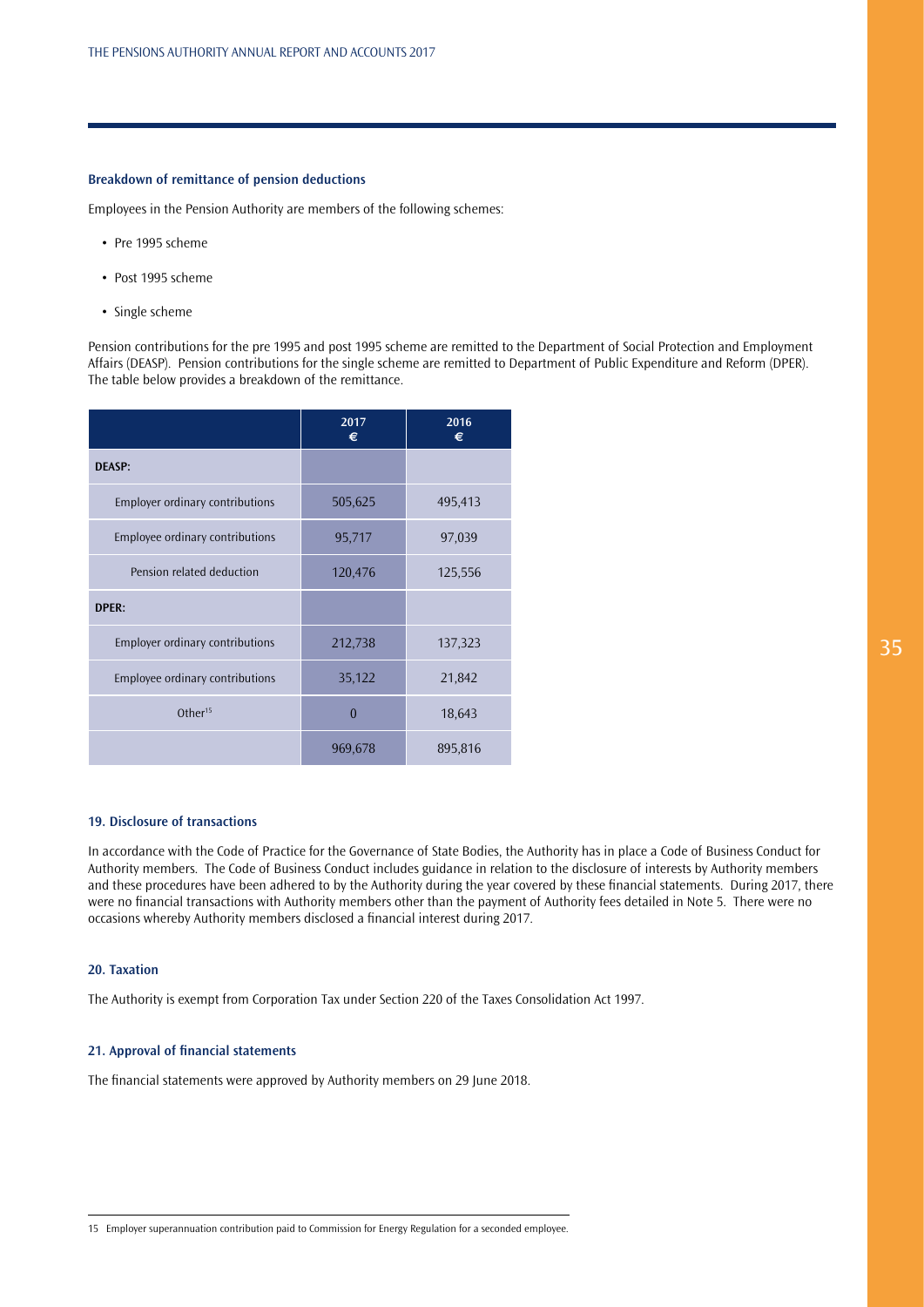### Breakdown of remittance of pension deductions

Employees in the Pension Authority are members of the following schemes:

- Pre 1995 scheme
- Post 1995 scheme
- Single scheme

Pension contributions for the pre 1995 and post 1995 scheme are remitted to the Department of Social Protection and Employment Affairs (DEASP). Pension contributions for the single scheme are remitted to Department of Public Expenditure and Reform (DPER). The table below provides a breakdown of the remittance.

| | 2017 € | 2016 € |
|---|---|---|
| **DEASP:** | | |
| Employer ordinary contributions | 505,625 | 495,413 |
| Employee ordinary contributions | 95,717 | 97,039 |
| Pension related deduction | 120,476 | 125,556 |
| **DPER:** | | |
| Employer ordinary contributions | 212,738 | 137,323 |
| Employee ordinary contributions | 35,122 | 21,842 |
| Other[15] | 0 | 18,643 |
| | 969,678 | 895,816 |

### 19. Disclosure of transactions

In accordance with the Code of Practice for the Governance of State Bodies, the Authority has in place a Code of Business Conduct for Authority members. The Code of Business Conduct includes guidance in relation to the disclosure of interests by Authority members and these procedures have been adhered to by the Authority during the year covered by these financial statements. During 2017, there were no financial transactions with Authority members other than the payment of Authority fees detailed in Note 5. There were no occasions whereby Authority members disclosed a financial interest during 2017.

### 20. Taxation

The Authority is exempt from Corporation Tax under Section 220 of the Taxes Consolidation Act 1997.

### 21. Approval of financial statements

The financial statements were approved by Authority members on 29 June 2018.

---

15 Employer superannuation contribution paid to Commission for Energy Regulation for a seconded employee.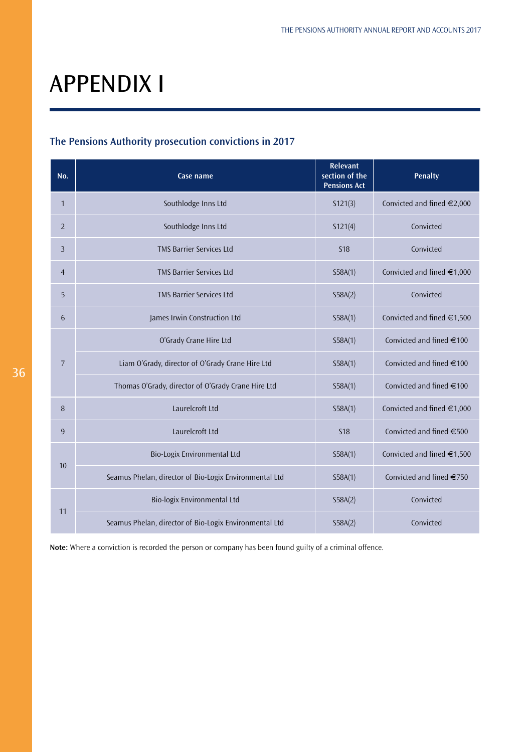# APPENDIX I

### The Pensions Authority prosecution convictions in 2017

| No. | Case name | Relevant section of the Pensions Act | Penalty |
|---|---|---|---|
| 1 | Southlodge Inns Ltd | S121(3) | Convicted and fined €2,000 |
| 2 | Southlodge Inns Ltd | S121(4) | Convicted |
| 3 | TMS Barrier Services Ltd | S18 | Convicted |
| 4 | TMS Barrier Services Ltd | S58A(1) | Convicted and fined €1,000 |
| 5 | TMS Barrier Services Ltd | S58A(2) | Convicted |
| 6 | James Irwin Construction Ltd | S58A(1) | Convicted and fined €1,500 |
| 7 | O'Grady Crane Hire Ltd | S58A(1) | Convicted and fined €100 |
| | Liam O'Grady, director of O'Grady Crane Hire Ltd | S58A(1) | Convicted and fined €100 |
| | Thomas O'Grady, director of O'Grady Crane Hire Ltd | S58A(1) | Convicted and fined €100 |
| 8 | Laurelcroft Ltd | S58A(1) | Convicted and fined €1,000 |
| 9 | Laurelcroft Ltd | S18 | Convicted and fined €500 |
| 10 | Bio-Logix Environmental Ltd | S58A(1) | Convicted and fined €1,500 |
| | Seamus Phelan, director of Bio-Logix Environmental Ltd | S58A(1) | Convicted and fined €750 |
| 11 | Bio-logix Environmental Ltd | S58A(2) | Convicted |
| | Seamus Phelan, director of Bio-Logix Environmental Ltd | S58A(2) | Convicted |

**Note:** Where a conviction is recorded the person or company has been found guilty of a criminal offence.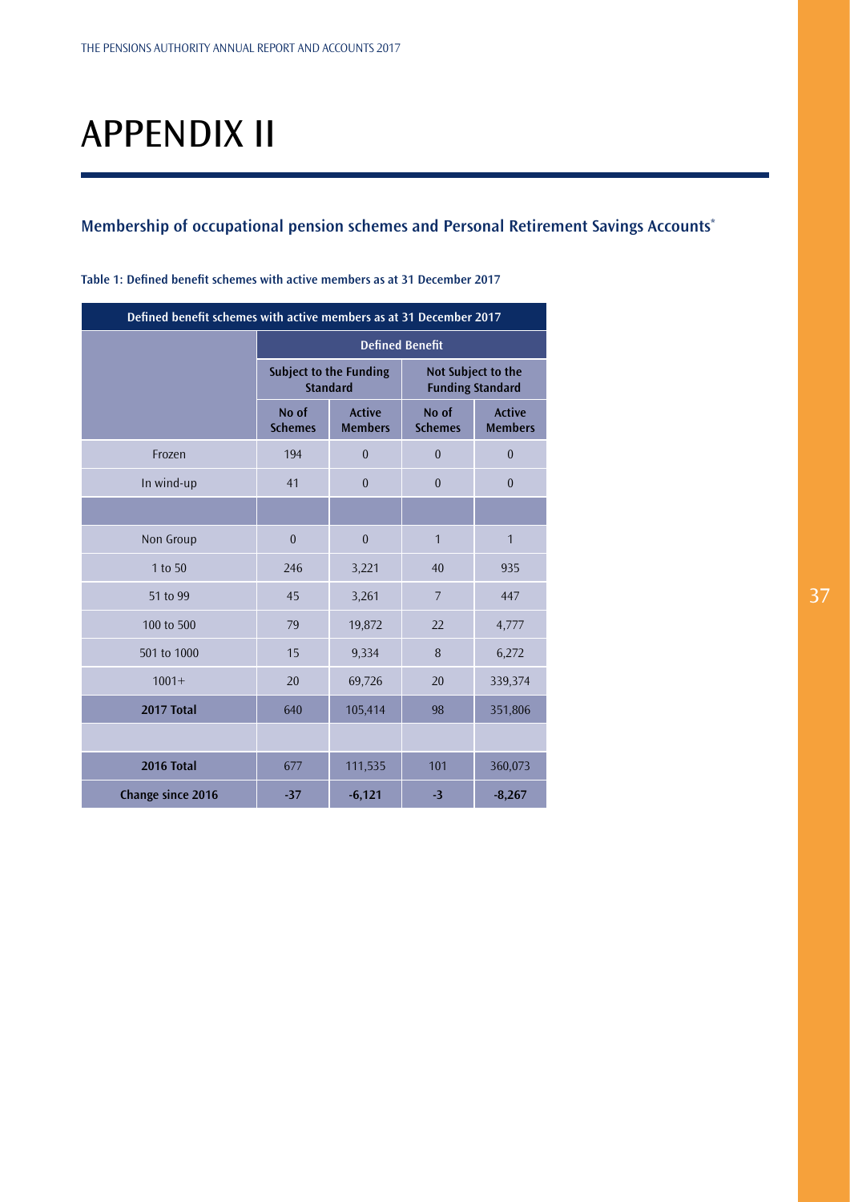# APPENDIX II

## Membership of occupational pension schemes and Personal Retirement Savings Accounts*

**Table 1: Defined benefit schemes with active members as at 31 December 2017**

| Defined benefit schemes with active members as at 31 December 2017 | | | | |
|---|---|---|---|---|
| | Defined Benefit | | | |
| | Subject to the Funding Standard | | Not Subject to the Funding Standard | |
| | No of Schemes | Active Members | No of Schemes | Active Members |
| Frozen | 194 | 0 | 0 | 0 |
| In wind-up | 41 | 0 | 0 | 0 |
| | | | | |
| Non Group | 0 | 0 | 1 | 1 |
| 1 to 50 | 246 | 3,221 | 40 | 935 |
| 51 to 99 | 45 | 3,261 | 7 | 447 |
| 100 to 500 | 79 | 19,872 | 22 | 4,777 |
| 501 to 1000 | 15 | 9,334 | 8 | 6,272 |
| 1001+ | 20 | 69,726 | 20 | 339,374 |
| **2017 Total** | 640 | 105,414 | 98 | 351,806 |
| | | | | |
| **2016 Total** | 677 | 111,535 | 101 | 360,073 |
| **Change since 2016** | **-37** | **-6,121** | **-3** | **-8,267** |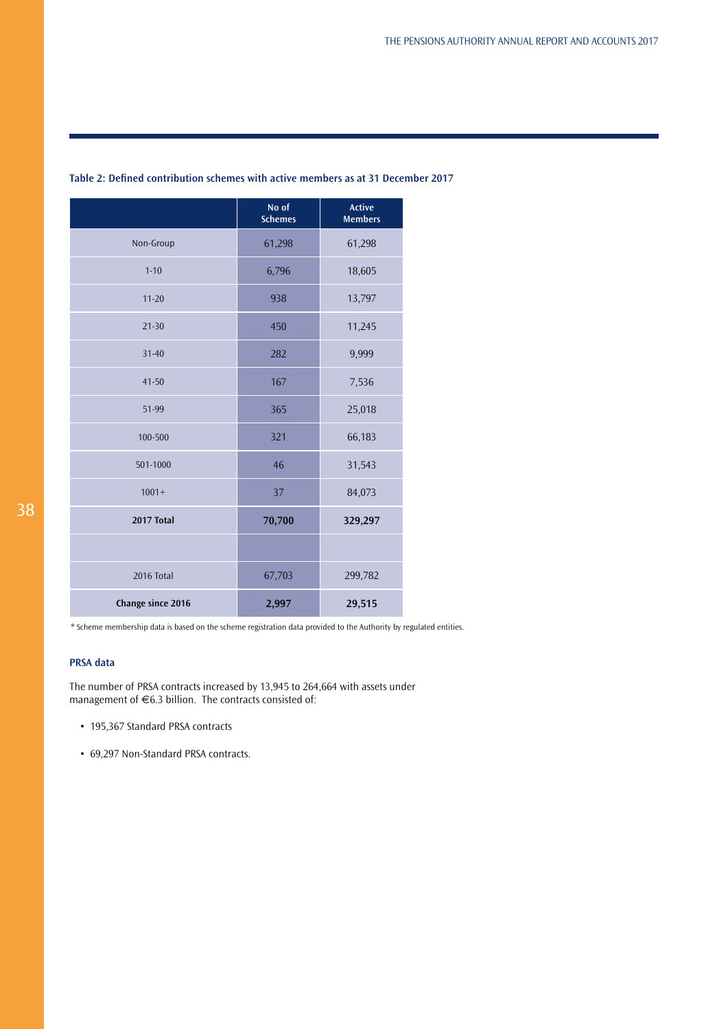**Table 2: Defined contribution schemes with active members as at 31 December 2017**

| | No of Schemes | Active Members |
|---|---|---|
| Non-Group | 61,298 | 61,298 |
| 1-10 | 6,796 | 18,605 |
| 11-20 | 938 | 13,797 |
| 21-30 | 450 | 11,245 |
| 31-40 | 282 | 9,999 |
| 41-50 | 167 | 7,536 |
| 51-99 | 365 | 25,018 |
| 100-500 | 321 | 66,183 |
| 501-1000 | 46 | 31,543 |
| 1001+ | 37 | 84,073 |
| **2017 Total** | **70,700** | **329,297** |
| | | |
| 2016 Total | 67,703 | 299,782 |
| **Change since 2016** | **2,997** | **29,515** |

* Scheme membership data is based on the scheme registration data provided to the Authority by regulated entities.

### PRSA data

The number of PRSA contracts increased by 13,945 to 264,664 with assets under management of €6.3 billion. The contracts consisted of:

- 195,367 Standard PRSA contracts
- 69,297 Non-Standard PRSA contracts.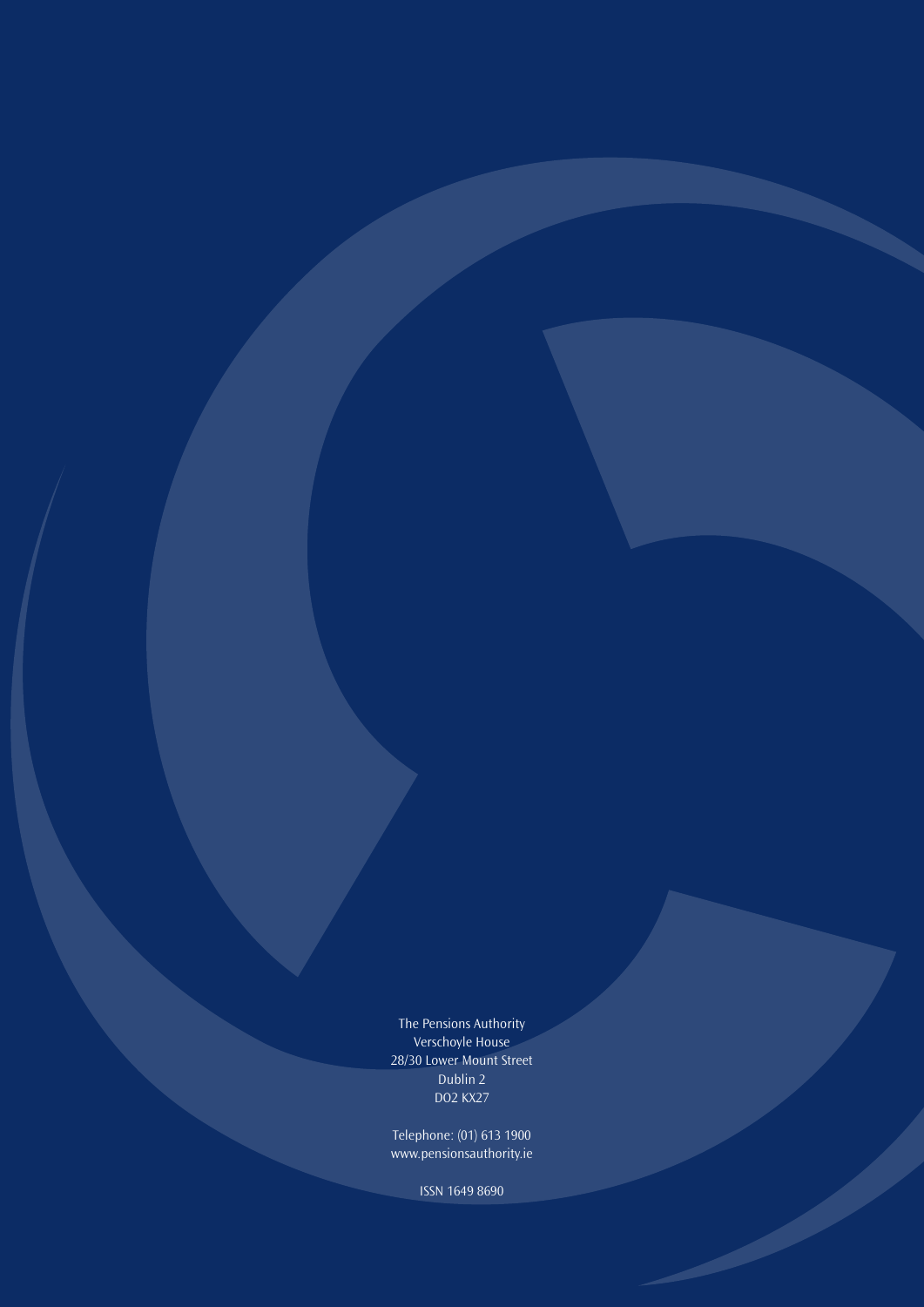The Pensions Authority
Verschoyle House
28/30 Lower Mount Street
Dublin 2
DO2 KX27

Telephone: (01) 613 1900
www.pensionsauthority.ie

ISSN 1649 8690